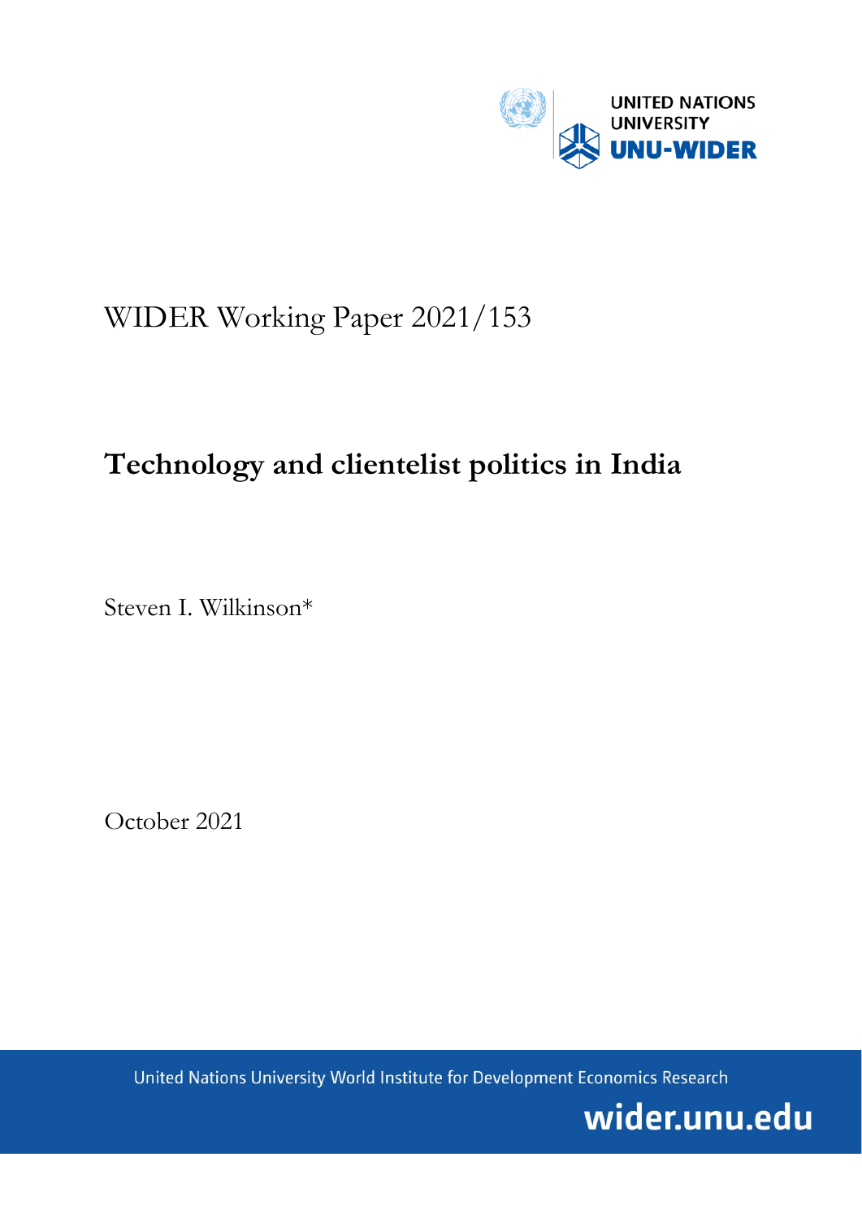UNITED NATIONS UNIVERSITY
UNU-WIDER

WIDER Working Paper 2021/153

# Technology and clientelist politics in India

Steven I. Wilkinson*

October 2021

United Nations University World Institute for Development Economics Research

wider.unu.edu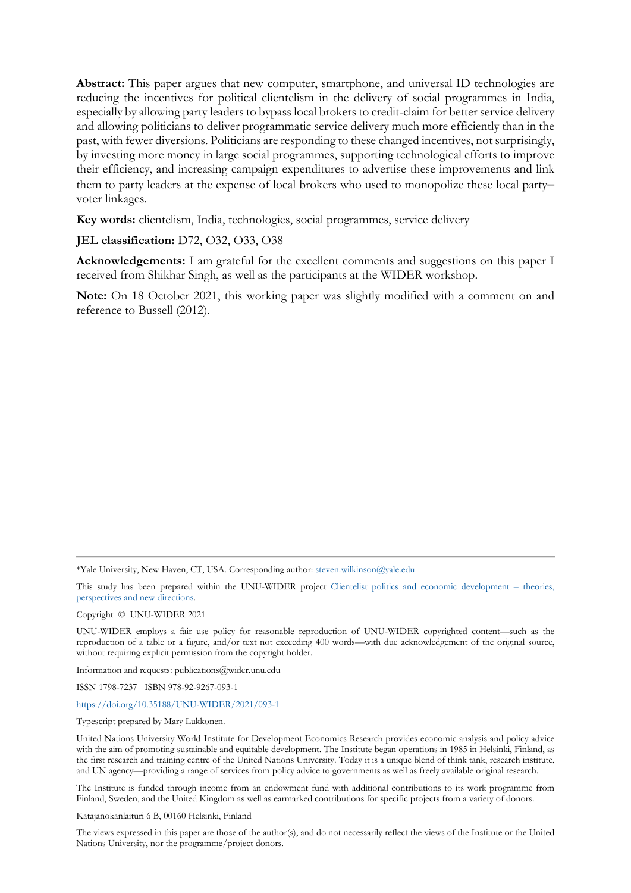**Abstract:** This paper argues that new computer, smartphone, and universal ID technologies are reducing the incentives for political clientelism in the delivery of social programmes in India, especially by allowing party leaders to bypass local brokers to credit-claim for better service delivery and allowing politicians to deliver programmatic service delivery much more efficiently than in the past, with fewer diversions. Politicians are responding to these changed incentives, not surprisingly, by investing more money in large social programmes, supporting technological efforts to improve their efficiency, and increasing campaign expenditures to advertise these improvements and link them to party leaders at the expense of local brokers who used to monopolize these local party–voter linkages.

**Key words:** clientelism, India, technologies, social programmes, service delivery

**JEL classification:** D72, O32, O33, O38

**Acknowledgements:** I am grateful for the excellent comments and suggestions on this paper I received from Shikhar Singh, as well as the participants at the WIDER workshop.

**Note:** On 18 October 2021, this working paper was slightly modified with a comment on and reference to Bussell (2012).

---

*Yale University, New Haven, CT, USA. Corresponding author: steven.wilkinson@yale.edu

This study has been prepared within the UNU-WIDER project Clientelist politics and economic development – theories, perspectives and new directions.

Copyright © UNU-WIDER 2021

UNU-WIDER employs a fair use policy for reasonable reproduction of UNU-WIDER copyrighted content—such as the reproduction of a table or a figure, and/or text not exceeding 400 words—with due acknowledgement of the original source, without requiring explicit permission from the copyright holder.

Information and requests: publications@wider.unu.edu

ISSN 1798-7237 ISBN 978-92-9267-093-1

https://doi.org/10.35188/UNU-WIDER/2021/093-1

Typescript prepared by Mary Lukkonen.

United Nations University World Institute for Development Economics Research provides economic analysis and policy advice with the aim of promoting sustainable and equitable development. The Institute began operations in 1985 in Helsinki, Finland, as the first research and training centre of the United Nations University. Today it is a unique blend of think tank, research institute, and UN agency—providing a range of services from policy advice to governments as well as freely available original research.

The Institute is funded through income from an endowment fund with additional contributions to its work programme from Finland, Sweden, and the United Kingdom as well as earmarked contributions for specific projects from a variety of donors.

Katajanokanlaituri 6 B, 00160 Helsinki, Finland

The views expressed in this paper are those of the author(s), and do not necessarily reflect the views of the Institute or the United Nations University, nor the programme/project donors.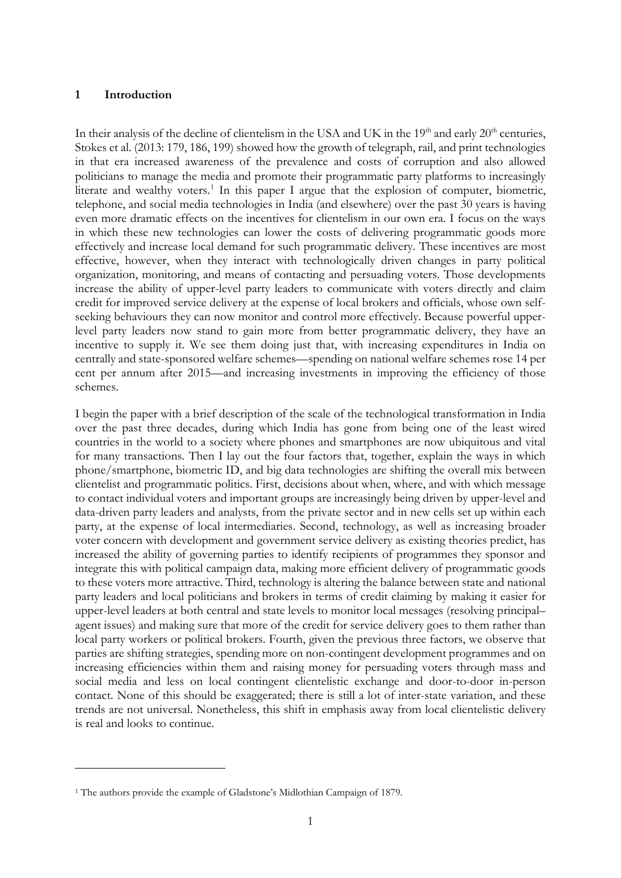## 1 Introduction

In their analysis of the decline of clientelism in the USA and UK in the 19th and early 20th centuries, Stokes et al. (2013: 179, 186, 199) showed how the growth of telegraph, rail, and print technologies in that era increased awareness of the prevalence and costs of corruption and also allowed politicians to manage the media and promote their programmatic party platforms to increasingly literate and wealthy voters.[1] In this paper I argue that the explosion of computer, biometric, telephone, and social media technologies in India (and elsewhere) over the past 30 years is having even more dramatic effects on the incentives for clientelism in our own era. I focus on the ways in which these new technologies can lower the costs of delivering programmatic goods more effectively and increase local demand for such programmatic delivery. These incentives are most effective, however, when they interact with technologically driven changes in party political organization, monitoring, and means of contacting and persuading voters. Those developments increase the ability of upper-level party leaders to communicate with voters directly and claim credit for improved service delivery at the expense of local brokers and officials, whose own self-seeking behaviours they can now monitor and control more effectively. Because powerful upper-level party leaders now stand to gain more from better programmatic delivery, they have an incentive to supply it. We see them doing just that, with increasing expenditures in India on centrally and state-sponsored welfare schemes—spending on national welfare schemes rose 14 per cent per annum after 2015—and increasing investments in improving the efficiency of those schemes.

I begin the paper with a brief description of the scale of the technological transformation in India over the past three decades, during which India has gone from being one of the least wired countries in the world to a society where phones and smartphones are now ubiquitous and vital for many transactions. Then I lay out the four factors that, together, explain the ways in which phone/smartphone, biometric ID, and big data technologies are shifting the overall mix between clientelist and programmatic politics. First, decisions about when, where, and with which message to contact individual voters and important groups are increasingly being driven by upper-level and data-driven party leaders and analysts, from the private sector and in new cells set up within each party, at the expense of local intermediaries. Second, technology, as well as increasing broader voter concern with development and government service delivery as existing theories predict, has increased the ability of governing parties to identify recipients of programmes they sponsor and integrate this with political campaign data, making more efficient delivery of programmatic goods to these voters more attractive. Third, technology is altering the balance between state and national party leaders and local politicians and brokers in terms of credit claiming by making it easier for upper-level leaders at both central and state levels to monitor local messages (resolving principal–agent issues) and making sure that more of the credit for service delivery goes to them rather than local party workers or political brokers. Fourth, given the previous three factors, we observe that parties are shifting strategies, spending more on non-contingent development programmes and on increasing efficiencies within them and raising money for persuading voters through mass and social media and less on local contingent clientelistic exchange and door-to-door in-person contact. None of this should be exaggerated; there is still a lot of inter-state variation, and these trends are not universal. Nonetheless, this shift in emphasis away from local clientelistic delivery is real and looks to continue.

[1] The authors provide the example of Gladstone's Midlothian Campaign of 1879.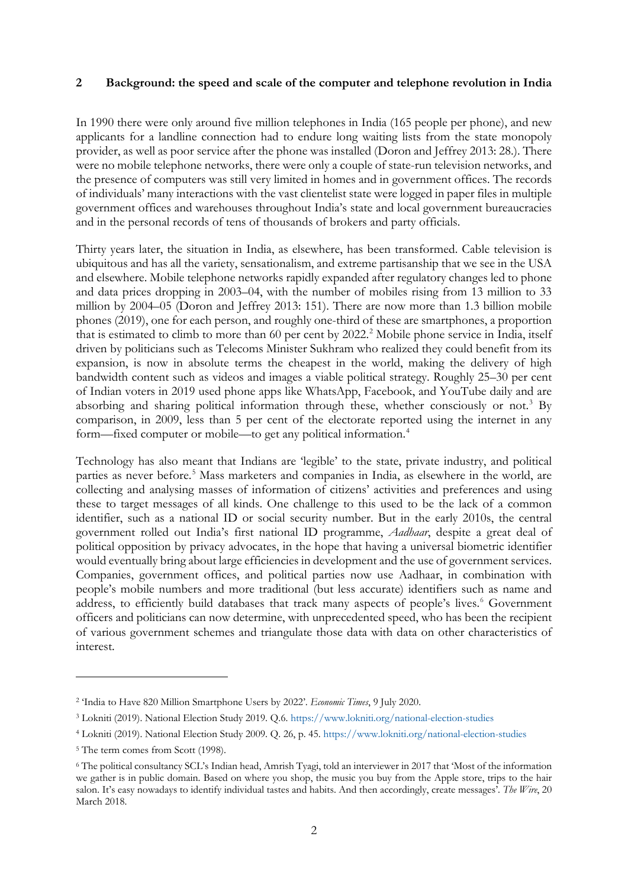## 2 Background: the speed and scale of the computer and telephone revolution in India

In 1990 there were only around five million telephones in India (165 people per phone), and new applicants for a landline connection had to endure long waiting lists from the state monopoly provider, as well as poor service after the phone was installed (Doron and Jeffrey 2013: 28.). There were no mobile telephone networks, there were only a couple of state-run television networks, and the presence of computers was still very limited in homes and in government offices. The records of individuals' many interactions with the vast clientelist state were logged in paper files in multiple government offices and warehouses throughout India's state and local government bureaucracies and in the personal records of tens of thousands of brokers and party officials.

Thirty years later, the situation in India, as elsewhere, has been transformed. Cable television is ubiquitous and has all the variety, sensationalism, and extreme partisanship that we see in the USA and elsewhere. Mobile telephone networks rapidly expanded after regulatory changes led to phone and data prices dropping in 2003–04, with the number of mobiles rising from 13 million to 33 million by 2004–05 (Doron and Jeffrey 2013: 151). There are now more than 1.3 billion mobile phones (2019), one for each person, and roughly one-third of these are smartphones, a proportion that is estimated to climb to more than 60 per cent by 2022.[2] Mobile phone service in India, itself driven by politicians such as Telecoms Minister Sukhram who realized they could benefit from its expansion, is now in absolute terms the cheapest in the world, making the delivery of high bandwidth content such as videos and images a viable political strategy. Roughly 25–30 per cent of Indian voters in 2019 used phone apps like WhatsApp, Facebook, and YouTube daily and are absorbing and sharing political information through these, whether consciously or not.[3] By comparison, in 2009, less than 5 per cent of the electorate reported using the internet in any form—fixed computer or mobile—to get any political information.[4]

Technology has also meant that Indians are 'legible' to the state, private industry, and political parties as never before.[5] Mass marketers and companies in India, as elsewhere in the world, are collecting and analysing masses of information of citizens' activities and preferences and using these to target messages of all kinds. One challenge to this used to be the lack of a common identifier, such as a national ID or social security number. But in the early 2010s, the central government rolled out India's first national ID programme, *Aadhaar*, despite a great deal of political opposition by privacy advocates, in the hope that having a universal biometric identifier would eventually bring about large efficiencies in development and the use of government services. Companies, government offices, and political parties now use Aadhaar, in combination with people's mobile numbers and more traditional (but less accurate) identifiers such as name and address, to efficiently build databases that track many aspects of people's lives.[6] Government officers and politicians can now determine, with unprecedented speed, who has been the recipient of various government schemes and triangulate those data with data on other characteristics of interest.

---

[2] 'India to Have 820 Million Smartphone Users by 2022'. *Economic Times*, 9 July 2020.

[3] Lokniti (2019). National Election Study 2019. Q.6. https://www.lokniti.org/national-election-studies

[4] Lokniti (2019). National Election Study 2009. Q. 26, p. 45. https://www.lokniti.org/national-election-studies

[5] The term comes from Scott (1998).

[6] The political consultancy SCL's Indian head, Amrish Tyagi, told an interviewer in 2017 that 'Most of the information we gather is in public domain. Based on where you shop, the music you buy from the Apple store, trips to the hair salon. It's easy nowadays to identify individual tastes and habits. And then accordingly, create messages'. *The Wire*, 20 March 2018.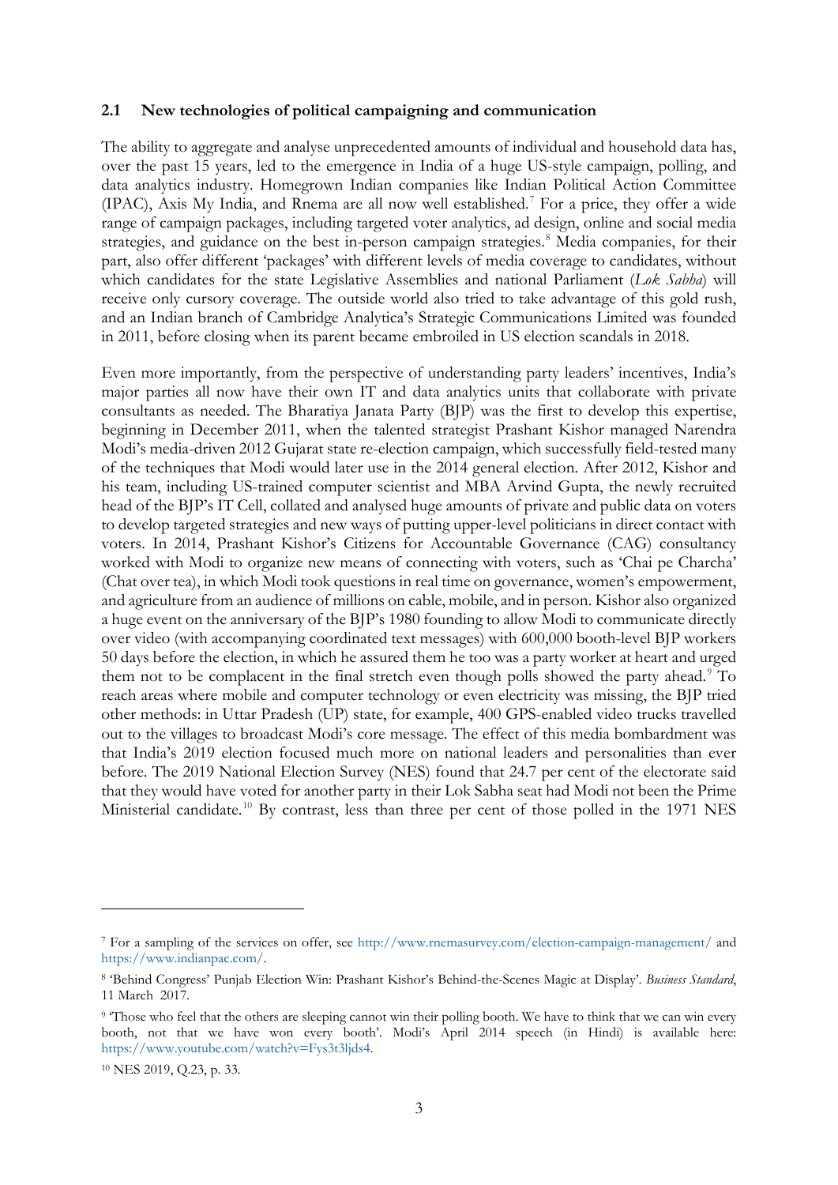### 2.1 New technologies of political campaigning and communication

The ability to aggregate and analyse unprecedented amounts of individual and household data has, over the past 15 years, led to the emergence in India of a huge US-style campaign, polling, and data analytics industry. Homegrown Indian companies like Indian Political Action Committee (IPAC), Axis My India, and Rnema are all now well established.[7] For a price, they offer a wide range of campaign packages, including targeted voter analytics, ad design, online and social media strategies, and guidance on the best in-person campaign strategies.[8] Media companies, for their part, also offer different 'packages' with different levels of media coverage to candidates, without which candidates for the state Legislative Assemblies and national Parliament (*Lok Sabha*) will receive only cursory coverage. The outside world also tried to take advantage of this gold rush, and an Indian branch of Cambridge Analytica's Strategic Communications Limited was founded in 2011, before closing when its parent became embroiled in US election scandals in 2018.

Even more importantly, from the perspective of understanding party leaders' incentives, India's major parties all now have their own IT and data analytics units that collaborate with private consultants as needed. The Bharatiya Janata Party (BJP) was the first to develop this expertise, beginning in December 2011, when the talented strategist Prashant Kishor managed Narendra Modi's media-driven 2012 Gujarat state re-election campaign, which successfully field-tested many of the techniques that Modi would later use in the 2014 general election. After 2012, Kishor and his team, including US-trained computer scientist and MBA Arvind Gupta, the newly recruited head of the BJP's IT Cell, collated and analysed huge amounts of private and public data on voters to develop targeted strategies and new ways of putting upper-level politicians in direct contact with voters. In 2014, Prashant Kishor's Citizens for Accountable Governance (CAG) consultancy worked with Modi to organize new means of connecting with voters, such as 'Chai pe Charcha' (Chat over tea), in which Modi took questions in real time on governance, women's empowerment, and agriculture from an audience of millions on cable, mobile, and in person. Kishor also organized a huge event on the anniversary of the BJP's 1980 founding to allow Modi to communicate directly over video (with accompanying coordinated text messages) with 600,000 booth-level BJP workers 50 days before the election, in which he assured them he too was a party worker at heart and urged them not to be complacent in the final stretch even though polls showed the party ahead.[9] To reach areas where mobile and computer technology or even electricity was missing, the BJP tried other methods: in Uttar Pradesh (UP) state, for example, 400 GPS-enabled video trucks travelled out to the villages to broadcast Modi's core message. The effect of this media bombardment was that India's 2019 election focused much more on national leaders and personalities than ever before. The 2019 National Election Survey (NES) found that 24.7 per cent of the electorate said that they would have voted for another party in their Lok Sabha seat had Modi not been the Prime Ministerial candidate.[10] By contrast, less than three per cent of those polled in the 1971 NES

---

[7] For a sampling of the services on offer, see http://www.rnemasurvey.com/election-campaign-management/ and https://www.indianpac.com/.

[8] 'Behind Congress' Punjab Election Win: Prashant Kishor's Behind-the-Scenes Magic at Display'. *Business Standard*, 11 March 2017.

[9] 'Those who feel that the others are sleeping cannot win their polling booth. We have to think that we can win every booth, not that we have won every booth'. Modi's April 2014 speech (in Hindi) is available here: https://www.youtube.com/watch?v=Fys3t3ljds4.

[10] NES 2019, Q.23, p. 33.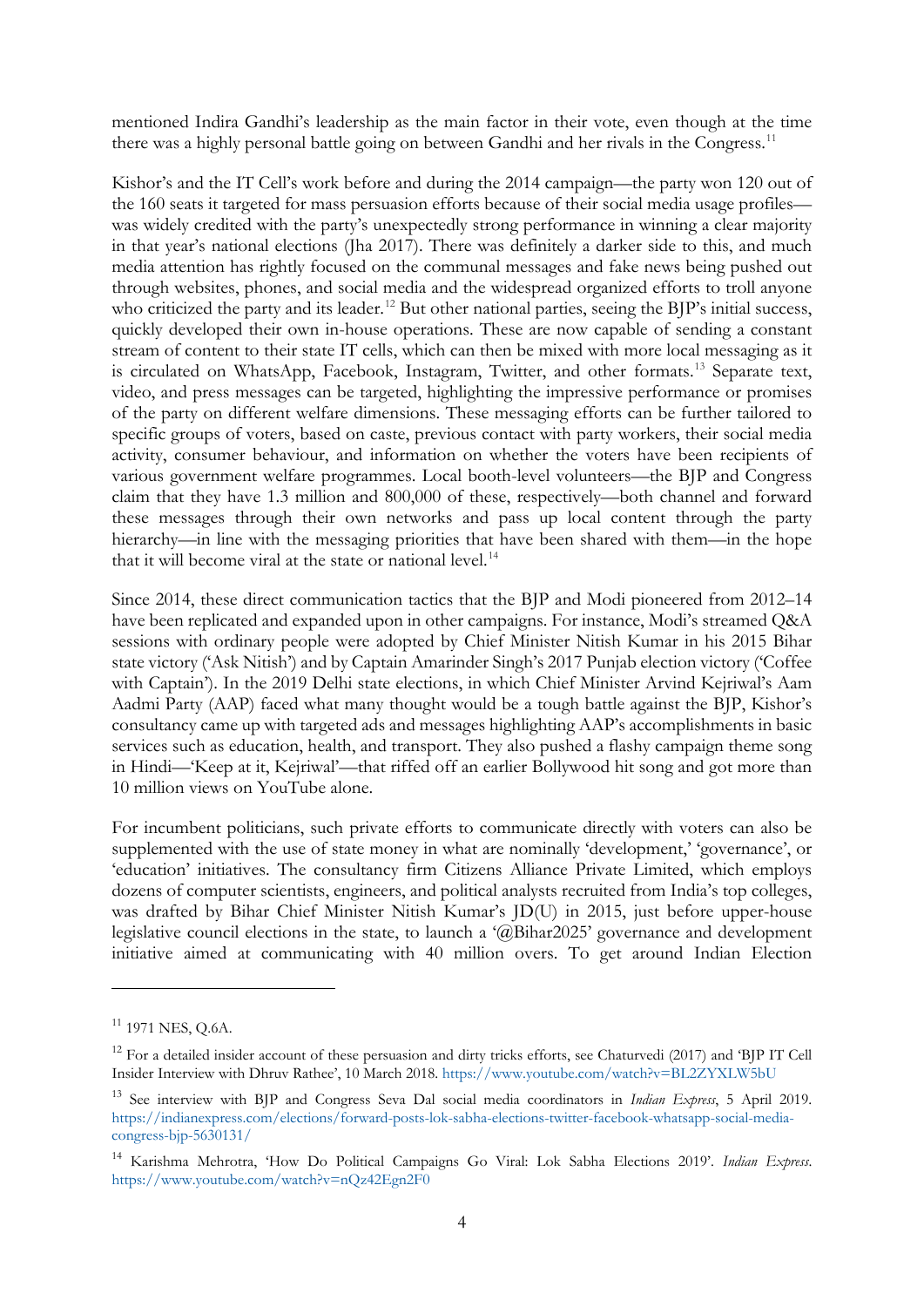mentioned Indira Gandhi's leadership as the main factor in their vote, even though at the time there was a highly personal battle going on between Gandhi and her rivals in the Congress.[11]

Kishor's and the IT Cell's work before and during the 2014 campaign—the party won 120 out of the 160 seats it targeted for mass persuasion efforts because of their social media usage profiles—was widely credited with the party's unexpectedly strong performance in winning a clear majority in that year's national elections (Jha 2017). There was definitely a darker side to this, and much media attention has rightly focused on the communal messages and fake news being pushed out through websites, phones, and social media and the widespread organized efforts to troll anyone who criticized the party and its leader.[12] But other national parties, seeing the BJP's initial success, quickly developed their own in-house operations. These are now capable of sending a constant stream of content to their state IT cells, which can then be mixed with more local messaging as it is circulated on WhatsApp, Facebook, Instagram, Twitter, and other formats.[13] Separate text, video, and press messages can be targeted, highlighting the impressive performance or promises of the party on different welfare dimensions. These messaging efforts can be further tailored to specific groups of voters, based on caste, previous contact with party workers, their social media activity, consumer behaviour, and information on whether the voters have been recipients of various government welfare programmes. Local booth-level volunteers—the BJP and Congress claim that they have 1.3 million and 800,000 of these, respectively—both channel and forward these messages through their own networks and pass up local content through the party hierarchy—in line with the messaging priorities that have been shared with them—in the hope that it will become viral at the state or national level.[14]

Since 2014, these direct communication tactics that the BJP and Modi pioneered from 2012–14 have been replicated and expanded upon in other campaigns. For instance, Modi's streamed Q&A sessions with ordinary people were adopted by Chief Minister Nitish Kumar in his 2015 Bihar state victory ('Ask Nitish') and by Captain Amarinder Singh's 2017 Punjab election victory ('Coffee with Captain'). In the 2019 Delhi state elections, in which Chief Minister Arvind Kejriwal's Aam Aadmi Party (AAP) faced what many thought would be a tough battle against the BJP, Kishor's consultancy came up with targeted ads and messages highlighting AAP's accomplishments in basic services such as education, health, and transport. They also pushed a flashy campaign theme song in Hindi—'Keep at it, Kejriwal'—that riffed off an earlier Bollywood hit song and got more than 10 million views on YouTube alone.

For incumbent politicians, such private efforts to communicate directly with voters can also be supplemented with the use of state money in what are nominally 'development,' 'governance', or 'education' initiatives. The consultancy firm Citizens Alliance Private Limited, which employs dozens of computer scientists, engineers, and political analysts recruited from India's top colleges, was drafted by Bihar Chief Minister Nitish Kumar's JD(U) in 2015, just before upper-house legislative council elections in the state, to launch a '@Bihar2025' governance and development initiative aimed at communicating with 40 million overs. To get around Indian Election

---

[11] 1971 NES, Q.6A.

[12] For a detailed insider account of these persuasion and dirty tricks efforts, see Chaturvedi (2017) and 'BJP IT Cell Insider Interview with Dhruv Rathee', 10 March 2018. https://www.youtube.com/watch?v=BL2ZYXLW5bU

[13] See interview with BJP and Congress Seva Dal social media coordinators in *Indian Express*, 5 April 2019. https://indianexpress.com/elections/forward-posts-lok-sabha-elections-twitter-facebook-whatsapp-social-media-congress-bjp-5630131/

[14] Karishma Mehrotra, 'How Do Political Campaigns Go Viral: Lok Sabha Elections 2019'. *Indian Express*. https://www.youtube.com/watch?v=nQz42Egn2F0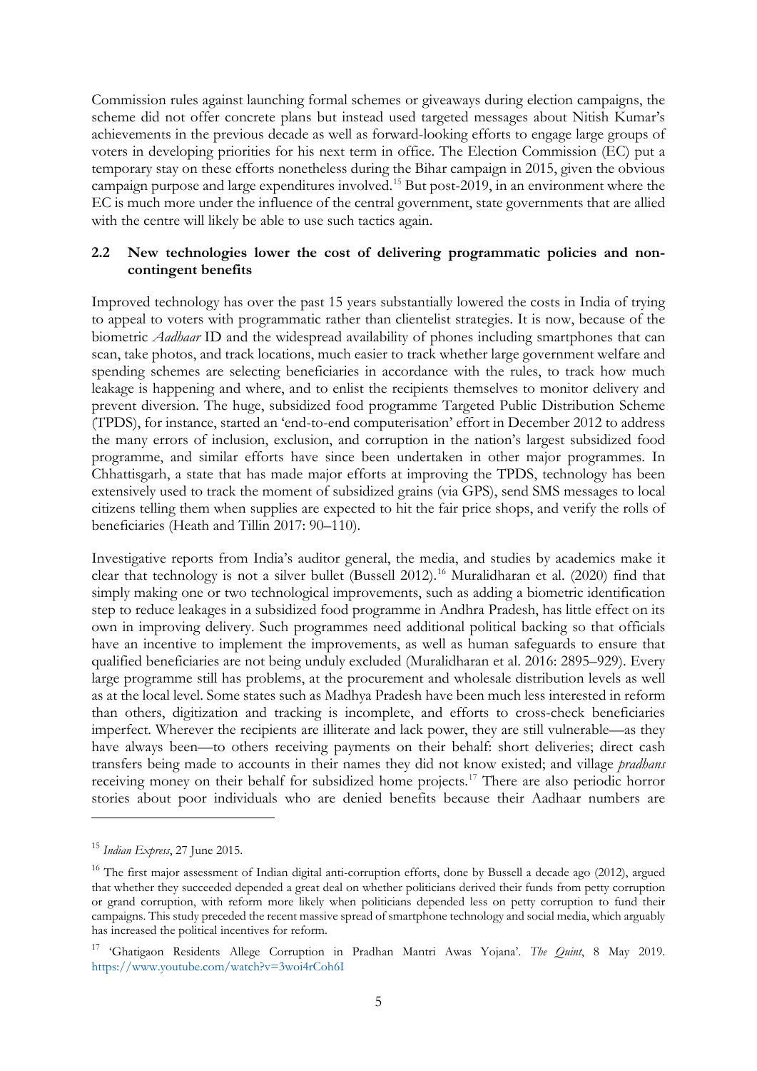Commission rules against launching formal schemes or giveaways during election campaigns, the scheme did not offer concrete plans but instead used targeted messages about Nitish Kumar's achievements in the previous decade as well as forward-looking efforts to engage large groups of voters in developing priorities for his next term in office. The Election Commission (EC) put a temporary stay on these efforts nonetheless during the Bihar campaign in 2015, given the obvious campaign purpose and large expenditures involved.[15] But post-2019, in an environment where the EC is much more under the influence of the central government, state governments that are allied with the centre will likely be able to use such tactics again.

### 2.2 New technologies lower the cost of delivering programmatic policies and non-contingent benefits

Improved technology has over the past 15 years substantially lowered the costs in India of trying to appeal to voters with programmatic rather than clientelist strategies. It is now, because of the biometric *Aadhaar* ID and the widespread availability of phones including smartphones that can scan, take photos, and track locations, much easier to track whether large government welfare and spending schemes are selecting beneficiaries in accordance with the rules, to track how much leakage is happening and where, and to enlist the recipients themselves to monitor delivery and prevent diversion. The huge, subsidized food programme Targeted Public Distribution Scheme (TPDS), for instance, started an 'end-to-end computerisation' effort in December 2012 to address the many errors of inclusion, exclusion, and corruption in the nation's largest subsidized food programme, and similar efforts have since been undertaken in other major programmes. In Chhattisgarh, a state that has made major efforts at improving the TPDS, technology has been extensively used to track the moment of subsidized grains (via GPS), send SMS messages to local citizens telling them when supplies are expected to hit the fair price shops, and verify the rolls of beneficiaries (Heath and Tillin 2017: 90–110).

Investigative reports from India's auditor general, the media, and studies by academics make it clear that technology is not a silver bullet (Bussell 2012).[16] Muralidharan et al. (2020) find that simply making one or two technological improvements, such as adding a biometric identification step to reduce leakages in a subsidized food programme in Andhra Pradesh, has little effect on its own in improving delivery. Such programmes need additional political backing so that officials have an incentive to implement the improvements, as well as human safeguards to ensure that qualified beneficiaries are not being unduly excluded (Muralidharan et al. 2016: 2895–929). Every large programme still has problems, at the procurement and wholesale distribution levels as well as at the local level. Some states such as Madhya Pradesh have been much less interested in reform than others, digitization and tracking is incomplete, and efforts to cross-check beneficiaries imperfect. Wherever the recipients are illiterate and lack power, they are still vulnerable—as they have always been—to others receiving payments on their behalf: short deliveries; direct cash transfers being made to accounts in their names they did not know existed; and village *pradhans* receiving money on their behalf for subsidized home projects.[17] There are also periodic horror stories about poor individuals who are denied benefits because their Aadhaar numbers are

---

[15] *Indian Express*, 27 June 2015.

[16] The first major assessment of Indian digital anti-corruption efforts, done by Bussell a decade ago (2012), argued that whether they succeeded depended a great deal on whether politicians derived their funds from petty corruption or grand corruption, with reform more likely when politicians depended less on petty corruption to fund their campaigns. This study preceded the recent massive spread of smartphone technology and social media, which arguably has increased the political incentives for reform.

[17] 'Ghatigaon Residents Allege Corruption in Pradhan Mantri Awas Yojana'. *The Quint*, 8 May 2019. https://www.youtube.com/watch?v=3woi4rCoh6I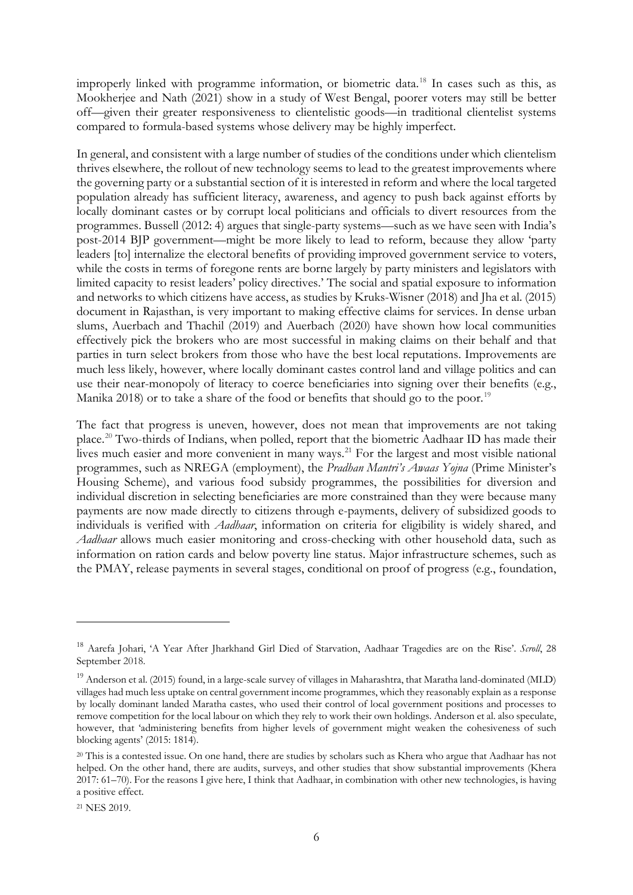improperly linked with programme information, or biometric data.[18] In cases such as this, as Mookherjee and Nath (2021) show in a study of West Bengal, poorer voters may still be better off—given their greater responsiveness to clientelistic goods—in traditional clientelist systems compared to formula-based systems whose delivery may be highly imperfect.

In general, and consistent with a large number of studies of the conditions under which clientelism thrives elsewhere, the rollout of new technology seems to lead to the greatest improvements where the governing party or a substantial section of it is interested in reform and where the local targeted population already has sufficient literacy, awareness, and agency to push back against efforts by locally dominant castes or by corrupt local politicians and officials to divert resources from the programmes. Bussell (2012: 4) argues that single-party systems—such as we have seen with India's post-2014 BJP government—might be more likely to lead to reform, because they allow 'party leaders [to] internalize the electoral benefits of providing improved government service to voters, while the costs in terms of foregone rents are borne largely by party ministers and legislators with limited capacity to resist leaders' policy directives.' The social and spatial exposure to information and networks to which citizens have access, as studies by Kruks-Wisner (2018) and Jha et al. (2015) document in Rajasthan, is very important to making effective claims for services. In dense urban slums, Auerbach and Thachil (2019) and Auerbach (2020) have shown how local communities effectively pick the brokers who are most successful in making claims on their behalf and that parties in turn select brokers from those who have the best local reputations. Improvements are much less likely, however, where locally dominant castes control land and village politics and can use their near-monopoly of literacy to coerce beneficiaries into signing over their benefits (e.g., Manika 2018) or to take a share of the food or benefits that should go to the poor.[19]

The fact that progress is uneven, however, does not mean that improvements are not taking place.[20] Two-thirds of Indians, when polled, report that the biometric Aadhaar ID has made their lives much easier and more convenient in many ways.[21] For the largest and most visible national programmes, such as NREGA (employment), the *Pradhan Mantri's Awaas Yojna* (Prime Minister's Housing Scheme), and various food subsidy programmes, the possibilities for diversion and individual discretion in selecting beneficiaries are more constrained than they were because many payments are now made directly to citizens through e-payments, delivery of subsidized goods to individuals is verified with *Aadhaar*, information on criteria for eligibility is widely shared, and *Aadhaar* allows much easier monitoring and cross-checking with other household data, such as information on ration cards and below poverty line status. Major infrastructure schemes, such as the PMAY, release payments in several stages, conditional on proof of progress (e.g., foundation,

---

[18] Aarefa Johari, 'A Year After Jharkhand Girl Died of Starvation, Aadhaar Tragedies are on the Rise'. *Scroll*, 28 September 2018.

[19] Anderson et al. (2015) found, in a large-scale survey of villages in Maharashtra, that Maratha land-dominated (MLD) villages had much less uptake on central government income programmes, which they reasonably explain as a response by locally dominant landed Maratha castes, who used their control of local government positions and processes to remove competition for the local labour on which they rely to work their own holdings. Anderson et al. also speculate, however, that 'administering benefits from higher levels of government might weaken the cohesiveness of such blocking agents' (2015: 1814).

[20] This is a contested issue. On one hand, there are studies by scholars such as Khera who argue that Aadhaar has not helped. On the other hand, there are audits, surveys, and other studies that show substantial improvements (Khera 2017: 61–70). For the reasons I give here, I think that Aadhaar, in combination with other new technologies, is having a positive effect.

[21] NES 2019.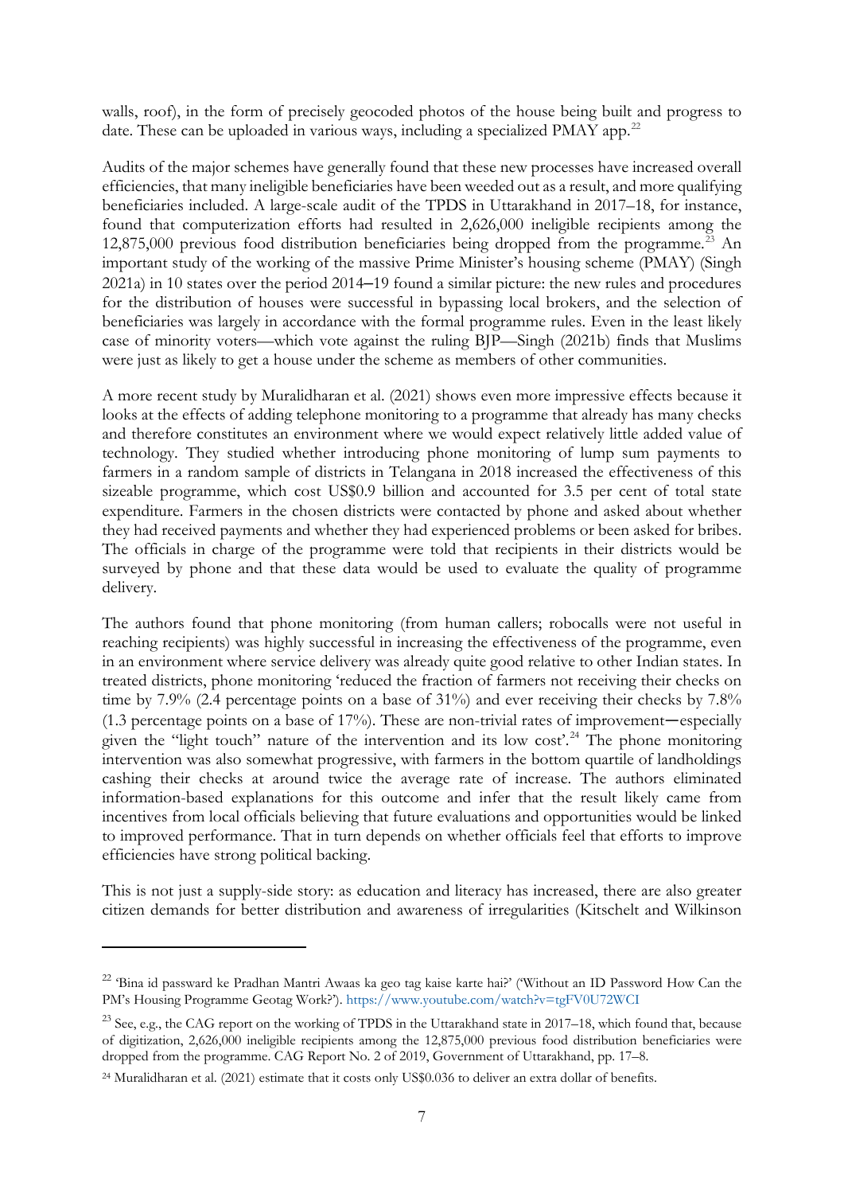walls, roof), in the form of precisely geocoded photos of the house being built and progress to date. These can be uploaded in various ways, including a specialized PMAY app.[22]

Audits of the major schemes have generally found that these new processes have increased overall efficiencies, that many ineligible beneficiaries have been weeded out as a result, and more qualifying beneficiaries included. A large-scale audit of the TPDS in Uttarakhand in 2017–18, for instance, found that computerization efforts had resulted in 2,626,000 ineligible recipients among the 12,875,000 previous food distribution beneficiaries being dropped from the programme.[23] An important study of the working of the massive Prime Minister's housing scheme (PMAY) (Singh 2021a) in 10 states over the period 2014–19 found a similar picture: the new rules and procedures for the distribution of houses were successful in bypassing local brokers, and the selection of beneficiaries was largely in accordance with the formal programme rules. Even in the least likely case of minority voters—which vote against the ruling BJP—Singh (2021b) finds that Muslims were just as likely to get a house under the scheme as members of other communities.

A more recent study by Muralidharan et al. (2021) shows even more impressive effects because it looks at the effects of adding telephone monitoring to a programme that already has many checks and therefore constitutes an environment where we would expect relatively little added value of technology. They studied whether introducing phone monitoring of lump sum payments to farmers in a random sample of districts in Telangana in 2018 increased the effectiveness of this sizeable programme, which cost US$0.9 billion and accounted for 3.5 per cent of total state expenditure. Farmers in the chosen districts were contacted by phone and asked about whether they had received payments and whether they had experienced problems or been asked for bribes. The officials in charge of the programme were told that recipients in their districts would be surveyed by phone and that these data would be used to evaluate the quality of programme delivery.

The authors found that phone monitoring (from human callers; robocalls were not useful in reaching recipients) was highly successful in increasing the effectiveness of the programme, even in an environment where service delivery was already quite good relative to other Indian states. In treated districts, phone monitoring 'reduced the fraction of farmers not receiving their checks on time by 7.9% (2.4 percentage points on a base of 31%) and ever receiving their checks by 7.8% (1.3 percentage points on a base of 17%). These are non-trivial rates of improvement—especially given the "light touch" nature of the intervention and its low cost'.[24] The phone monitoring intervention was also somewhat progressive, with farmers in the bottom quartile of landholdings cashing their checks at around twice the average rate of increase. The authors eliminated information-based explanations for this outcome and infer that the result likely came from incentives from local officials believing that future evaluations and opportunities would be linked to improved performance. That in turn depends on whether officials feel that efforts to improve efficiencies have strong political backing.

This is not just a supply-side story: as education and literacy has increased, there are also greater citizen demands for better distribution and awareness of irregularities (Kitschelt and Wilkinson

---

[22] 'Bina id passward ke Pradhan Mantri Awaas ka geo tag kaise karte hai?' ('Without an ID Password How Can the PM's Housing Programme Geotag Work?'). https://www.youtube.com/watch?v=tgFV0U72WCI

[23] See, e.g., the CAG report on the working of TPDS in the Uttarakhand state in 2017–18, which found that, because of digitization, 2,626,000 ineligible recipients among the 12,875,000 previous food distribution beneficiaries were dropped from the programme. CAG Report No. 2 of 2019, Government of Uttarakhand, pp. 17–8.

[24] Muralidharan et al. (2021) estimate that it costs only US$0.036 to deliver an extra dollar of benefits.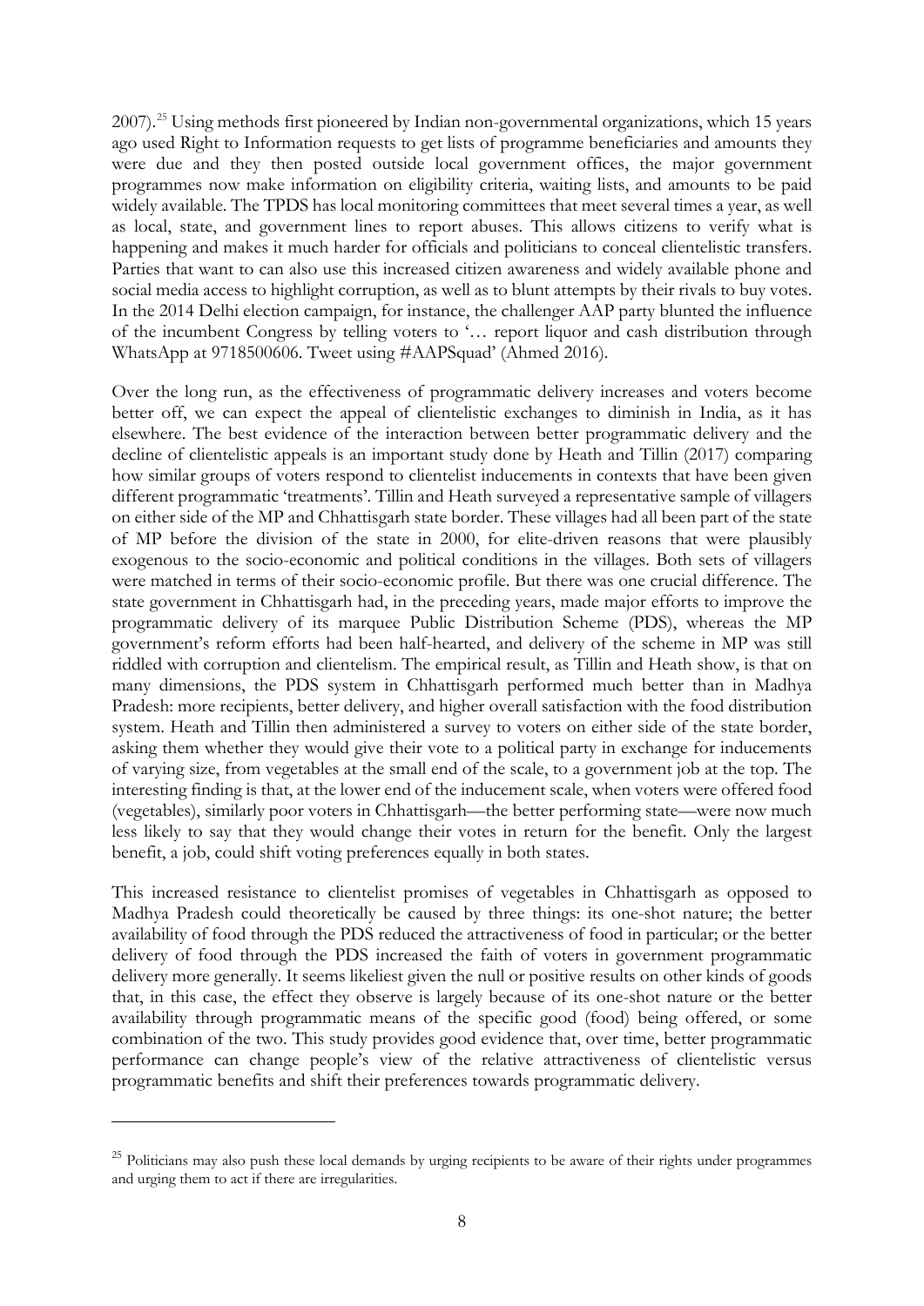2007).[25] Using methods first pioneered by Indian non-governmental organizations, which 15 years ago used Right to Information requests to get lists of programme beneficiaries and amounts they were due and they then posted outside local government offices, the major government programmes now make information on eligibility criteria, waiting lists, and amounts to be paid widely available. The TPDS has local monitoring committees that meet several times a year, as well as local, state, and government lines to report abuses. This allows citizens to verify what is happening and makes it much harder for officials and politicians to conceal clientelistic transfers. Parties that want to can also use this increased citizen awareness and widely available phone and social media access to highlight corruption, as well as to blunt attempts by their rivals to buy votes. In the 2014 Delhi election campaign, for instance, the challenger AAP party blunted the influence of the incumbent Congress by telling voters to '… report liquor and cash distribution through WhatsApp at 9718500606. Tweet using #AAPSquad' (Ahmed 2016).

Over the long run, as the effectiveness of programmatic delivery increases and voters become better off, we can expect the appeal of clientelistic exchanges to diminish in India, as it has elsewhere. The best evidence of the interaction between better programmatic delivery and the decline of clientelistic appeals is an important study done by Heath and Tillin (2017) comparing how similar groups of voters respond to clientelist inducements in contexts that have been given different programmatic 'treatments'. Tillin and Heath surveyed a representative sample of villagers on either side of the MP and Chhattisgarh state border. These villages had all been part of the state of MP before the division of the state in 2000, for elite-driven reasons that were plausibly exogenous to the socio-economic and political conditions in the villages. Both sets of villagers were matched in terms of their socio-economic profile. But there was one crucial difference. The state government in Chhattisgarh had, in the preceding years, made major efforts to improve the programmatic delivery of its marquee Public Distribution Scheme (PDS), whereas the MP government's reform efforts had been half-hearted, and delivery of the scheme in MP was still riddled with corruption and clientelism. The empirical result, as Tillin and Heath show, is that on many dimensions, the PDS system in Chhattisgarh performed much better than in Madhya Pradesh: more recipients, better delivery, and higher overall satisfaction with the food distribution system. Heath and Tillin then administered a survey to voters on either side of the state border, asking them whether they would give their vote to a political party in exchange for inducements of varying size, from vegetables at the small end of the scale, to a government job at the top. The interesting finding is that, at the lower end of the inducement scale, when voters were offered food (vegetables), similarly poor voters in Chhattisgarh—the better performing state—were now much less likely to say that they would change their votes in return for the benefit. Only the largest benefit, a job, could shift voting preferences equally in both states.

This increased resistance to clientelist promises of vegetables in Chhattisgarh as opposed to Madhya Pradesh could theoretically be caused by three things: its one-shot nature; the better availability of food through the PDS reduced the attractiveness of food in particular; or the better delivery of food through the PDS increased the faith of voters in government programmatic delivery more generally. It seems likeliest given the null or positive results on other kinds of goods that, in this case, the effect they observe is largely because of its one-shot nature or the better availability through programmatic means of the specific good (food) being offered, or some combination of the two. This study provides good evidence that, over time, better programmatic performance can change people's view of the relative attractiveness of clientelistic versus programmatic benefits and shift their preferences towards programmatic delivery.

---

[25] Politicians may also push these local demands by urging recipients to be aware of their rights under programmes and urging them to act if there are irregularities.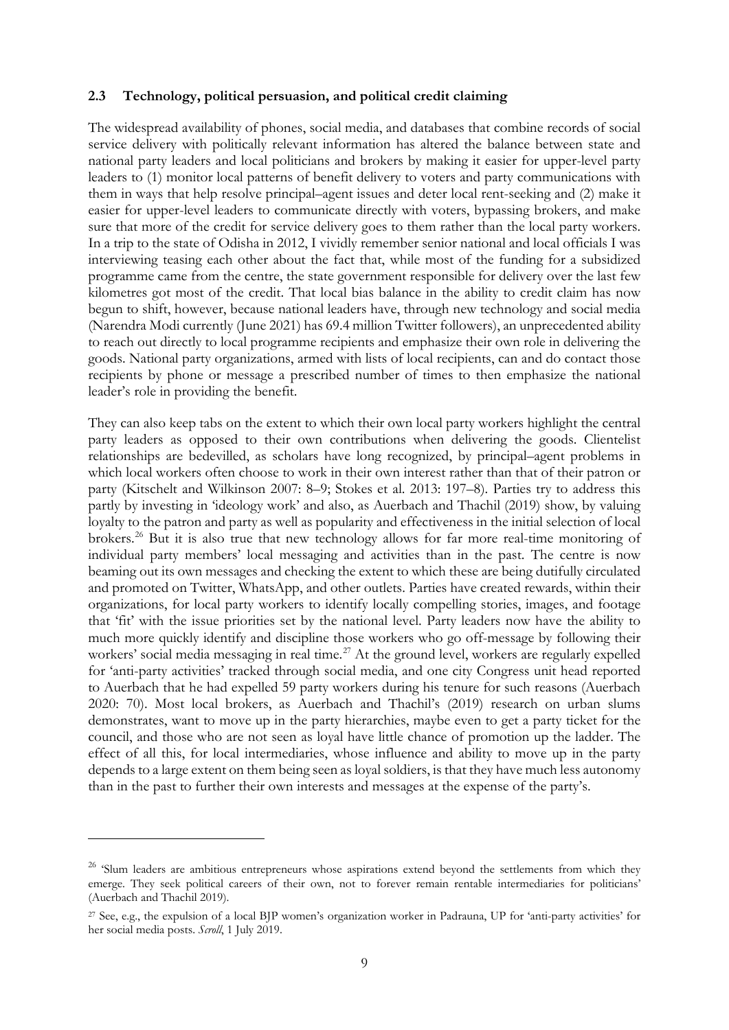### 2.3 Technology, political persuasion, and political credit claiming

The widespread availability of phones, social media, and databases that combine records of social service delivery with politically relevant information has altered the balance between state and national party leaders and local politicians and brokers by making it easier for upper-level party leaders to (1) monitor local patterns of benefit delivery to voters and party communications with them in ways that help resolve principal–agent issues and deter local rent-seeking and (2) make it easier for upper-level leaders to communicate directly with voters, bypassing brokers, and make sure that more of the credit for service delivery goes to them rather than the local party workers. In a trip to the state of Odisha in 2012, I vividly remember senior national and local officials I was interviewing teasing each other about the fact that, while most of the funding for a subsidized programme came from the centre, the state government responsible for delivery over the last few kilometres got most of the credit. That local bias balance in the ability to credit claim has now begun to shift, however, because national leaders have, through new technology and social media (Narendra Modi currently (June 2021) has 69.4 million Twitter followers), an unprecedented ability to reach out directly to local programme recipients and emphasize their own role in delivering the goods. National party organizations, armed with lists of local recipients, can and do contact those recipients by phone or message a prescribed number of times to then emphasize the national leader's role in providing the benefit.

They can also keep tabs on the extent to which their own local party workers highlight the central party leaders as opposed to their own contributions when delivering the goods. Clientelist relationships are bedevilled, as scholars have long recognized, by principal–agent problems in which local workers often choose to work in their own interest rather than that of their patron or party (Kitschelt and Wilkinson 2007: 8–9; Stokes et al. 2013: 197–8). Parties try to address this partly by investing in 'ideology work' and also, as Auerbach and Thachil (2019) show, by valuing loyalty to the patron and party as well as popularity and effectiveness in the initial selection of local brokers.[26] But it is also true that new technology allows for far more real-time monitoring of individual party members' local messaging and activities than in the past. The centre is now beaming out its own messages and checking the extent to which these are being dutifully circulated and promoted on Twitter, WhatsApp, and other outlets. Parties have created rewards, within their organizations, for local party workers to identify locally compelling stories, images, and footage that 'fit' with the issue priorities set by the national level. Party leaders now have the ability to much more quickly identify and discipline those workers who go off-message by following their workers' social media messaging in real time.[27] At the ground level, workers are regularly expelled for 'anti-party activities' tracked through social media, and one city Congress unit head reported to Auerbach that he had expelled 59 party workers during his tenure for such reasons (Auerbach 2020: 70). Most local brokers, as Auerbach and Thachil's (2019) research on urban slums demonstrates, want to move up in the party hierarchies, maybe even to get a party ticket for the council, and those who are not seen as loyal have little chance of promotion up the ladder. The effect of all this, for local intermediaries, whose influence and ability to move up in the party depends to a large extent on them being seen as loyal soldiers, is that they have much less autonomy than in the past to further their own interests and messages at the expense of the party's.

---

[26] 'Slum leaders are ambitious entrepreneurs whose aspirations extend beyond the settlements from which they emerge. They seek political careers of their own, not to forever remain rentable intermediaries for politicians' (Auerbach and Thachil 2019).

[27] See, e.g., the expulsion of a local BJP women's organization worker in Padrauna, UP for 'anti-party activities' for her social media posts. *Scroll*, 1 July 2019.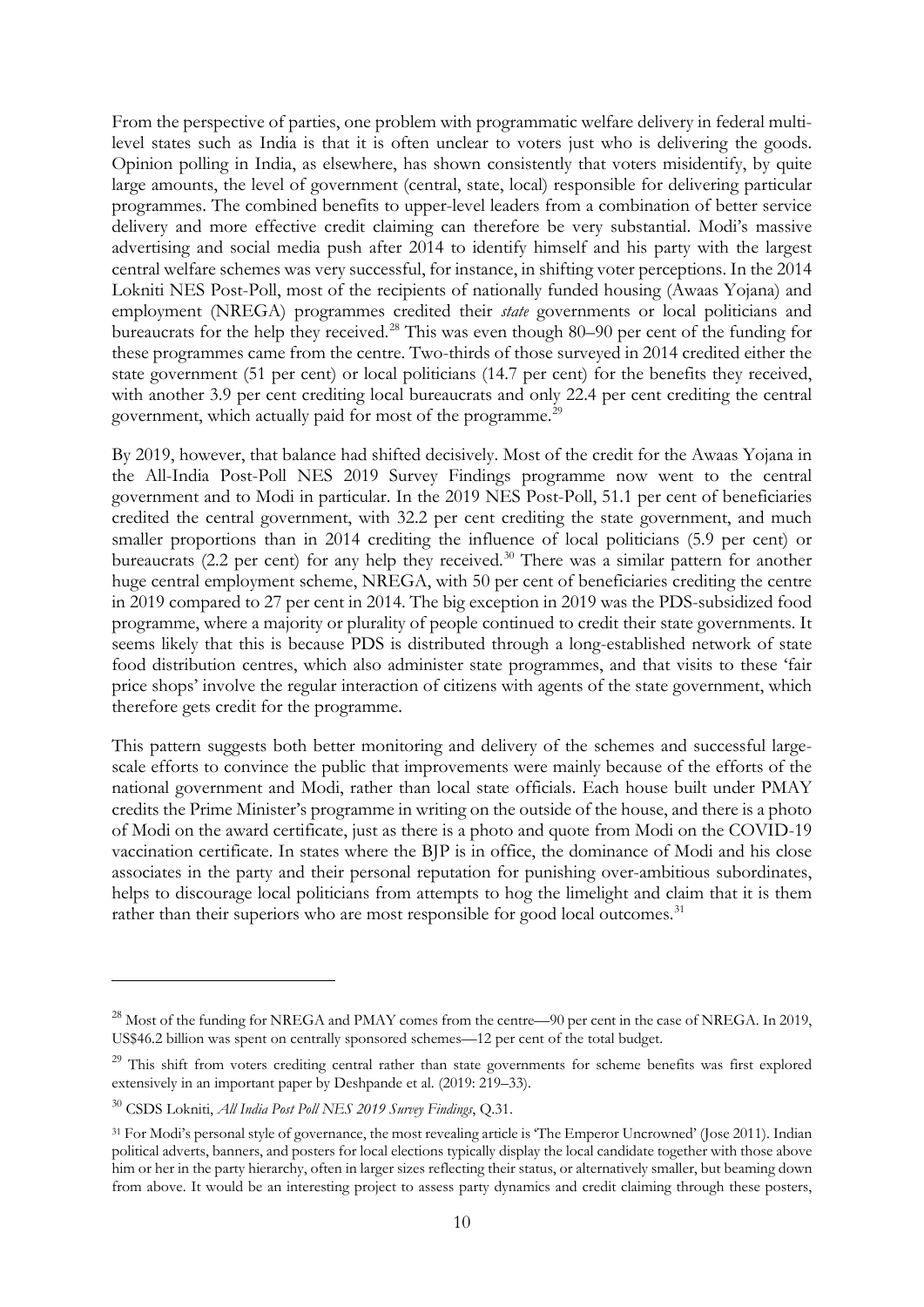From the perspective of parties, one problem with programmatic welfare delivery in federal multi-level states such as India is that it is often unclear to voters just who is delivering the goods. Opinion polling in India, as elsewhere, has shown consistently that voters misidentify, by quite large amounts, the level of government (central, state, local) responsible for delivering particular programmes. The combined benefits to upper-level leaders from a combination of better service delivery and more effective credit claiming can therefore be very substantial. Modi's massive advertising and social media push after 2014 to identify himself and his party with the largest central welfare schemes was very successful, for instance, in shifting voter perceptions. In the 2014 Lokniti NES Post-Poll, most of the recipients of nationally funded housing (Awaas Yojana) and employment (NREGA) programmes credited their *state* governments or local politicians and bureaucrats for the help they received.[28] This was even though 80–90 per cent of the funding for these programmes came from the centre. Two-thirds of those surveyed in 2014 credited either the state government (51 per cent) or local politicians (14.7 per cent) for the benefits they received, with another 3.9 per cent crediting local bureaucrats and only 22.4 per cent crediting the central government, which actually paid for most of the programme.[29]

By 2019, however, that balance had shifted decisively. Most of the credit for the Awaas Yojana in the All-India Post-Poll NES 2019 Survey Findings programme now went to the central government and to Modi in particular. In the 2019 NES Post-Poll, 51.1 per cent of beneficiaries credited the central government, with 32.2 per cent crediting the state government, and much smaller proportions than in 2014 crediting the influence of local politicians (5.9 per cent) or bureaucrats (2.2 per cent) for any help they received.[30] There was a similar pattern for another huge central employment scheme, NREGA, with 50 per cent of beneficiaries crediting the centre in 2019 compared to 27 per cent in 2014. The big exception in 2019 was the PDS-subsidized food programme, where a majority or plurality of people continued to credit their state governments. It seems likely that this is because PDS is distributed through a long-established network of state food distribution centres, which also administer state programmes, and that visits to these 'fair price shops' involve the regular interaction of citizens with agents of the state government, which therefore gets credit for the programme.

This pattern suggests both better monitoring and delivery of the schemes and successful large-scale efforts to convince the public that improvements were mainly because of the efforts of the national government and Modi, rather than local state officials. Each house built under PMAY credits the Prime Minister's programme in writing on the outside of the house, and there is a photo of Modi on the award certificate, just as there is a photo and quote from Modi on the COVID-19 vaccination certificate. In states where the BJP is in office, the dominance of Modi and his close associates in the party and their personal reputation for punishing over-ambitious subordinates, helps to discourage local politicians from attempts to hog the limelight and claim that it is them rather than their superiors who are most responsible for good local outcomes.[31]

---

[28] Most of the funding for NREGA and PMAY comes from the centre—90 per cent in the case of NREGA. In 2019, US$46.2 billion was spent on centrally sponsored schemes—12 per cent of the total budget.

[29] This shift from voters crediting central rather than state governments for scheme benefits was first explored extensively in an important paper by Deshpande et al. (2019: 219–33).

[30] CSDS Lokniti, *All India Post Poll NES 2019 Survey Findings*, Q.31.

[31] For Modi's personal style of governance, the most revealing article is 'The Emperor Uncrowned' (Jose 2011). Indian political adverts, banners, and posters for local elections typically display the local candidate together with those above him or her in the party hierarchy, often in larger sizes reflecting their status, or alternatively smaller, but beaming down from above. It would be an interesting project to assess party dynamics and credit claiming through these posters,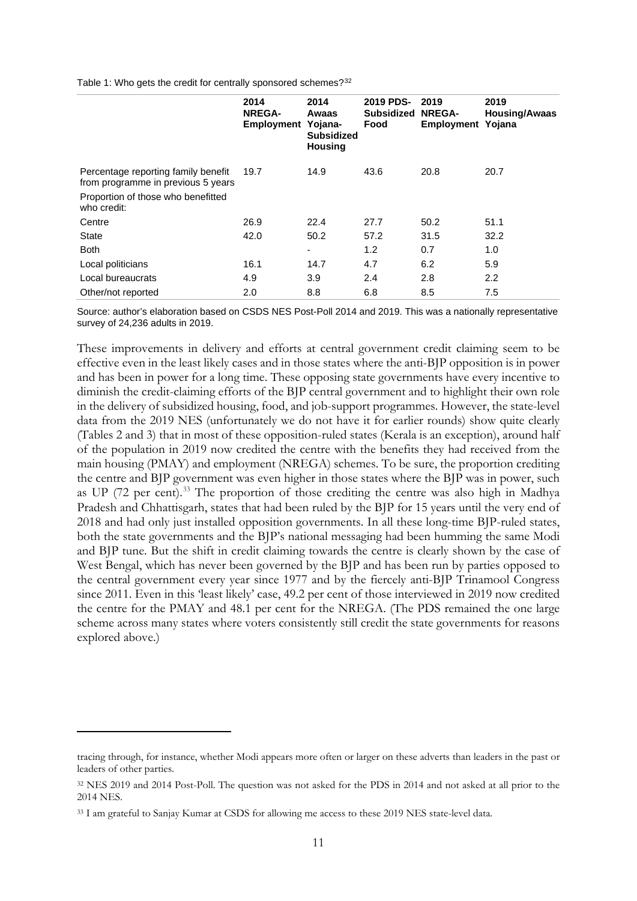Table 1: Who gets the credit for centrally sponsored schemes?[32]

| | 2014 NREGA-Employment | 2014 Awaas Yojana-Subsidized Housing | 2019 PDS-Subsidized Food | 2019 NREGA-Employment | 2019 Housing/Awaas Yojana |
|---|---|---|---|---|---|
| Percentage reporting family benefit from programme in previous 5 years | 19.7 | 14.9 | 43.6 | 20.8 | 20.7 |
| Proportion of those who benefitted who credit: | | | | | |
| Centre | 26.9 | 22.4 | 27.7 | 50.2 | 51.1 |
| State | 42.0 | 50.2 | 57.2 | 31.5 | 32.2 |
| Both | | - | 1.2 | 0.7 | 1.0 |
| Local politicians | 16.1 | 14.7 | 4.7 | 6.2 | 5.9 |
| Local bureaucrats | 4.9 | 3.9 | 2.4 | 2.8 | 2.2 |
| Other/not reported | 2.0 | 8.8 | 6.8 | 8.5 | 7.5 |

Source: author's elaboration based on CSDS NES Post-Poll 2014 and 2019. This was a nationally representative survey of 24,236 adults in 2019.

These improvements in delivery and efforts at central government credit claiming seem to be effective even in the least likely cases and in those states where the anti-BJP opposition is in power and has been in power for a long time. These opposing state governments have every incentive to diminish the credit-claiming efforts of the BJP central government and to highlight their own role in the delivery of subsidized housing, food, and job-support programmes. However, the state-level data from the 2019 NES (unfortunately we do not have it for earlier rounds) show quite clearly (Tables 2 and 3) that in most of these opposition-ruled states (Kerala is an exception), around half of the population in 2019 now credited the centre with the benefits they had received from the main housing (PMAY) and employment (NREGA) schemes. To be sure, the proportion crediting the centre and BJP government was even higher in those states where the BJP was in power, such as UP (72 per cent).[33] The proportion of those crediting the centre was also high in Madhya Pradesh and Chhattisgarh, states that had been ruled by the BJP for 15 years until the very end of 2018 and had only just installed opposition governments. In all these long-time BJP-ruled states, both the state governments and the BJP's national messaging had been humming the same Modi and BJP tune. But the shift in credit claiming towards the centre is clearly shown by the case of West Bengal, which has never been governed by the BJP and has been run by parties opposed to the central government every year since 1977 and by the fiercely anti-BJP Trinamool Congress since 2011. Even in this 'least likely' case, 49.2 per cent of those interviewed in 2019 now credited the centre for the PMAY and 48.1 per cent for the NREGA. (The PDS remained the one large scheme across many states where voters consistently still credit the state governments for reasons explored above.)

---

tracing through, for instance, whether Modi appears more often or larger on these adverts than leaders in the past or leaders of other parties.

[32] NES 2019 and 2014 Post-Poll. The question was not asked for the PDS in 2014 and not asked at all prior to the 2014 NES.

[33] I am grateful to Sanjay Kumar at CSDS for allowing me access to these 2019 NES state-level data.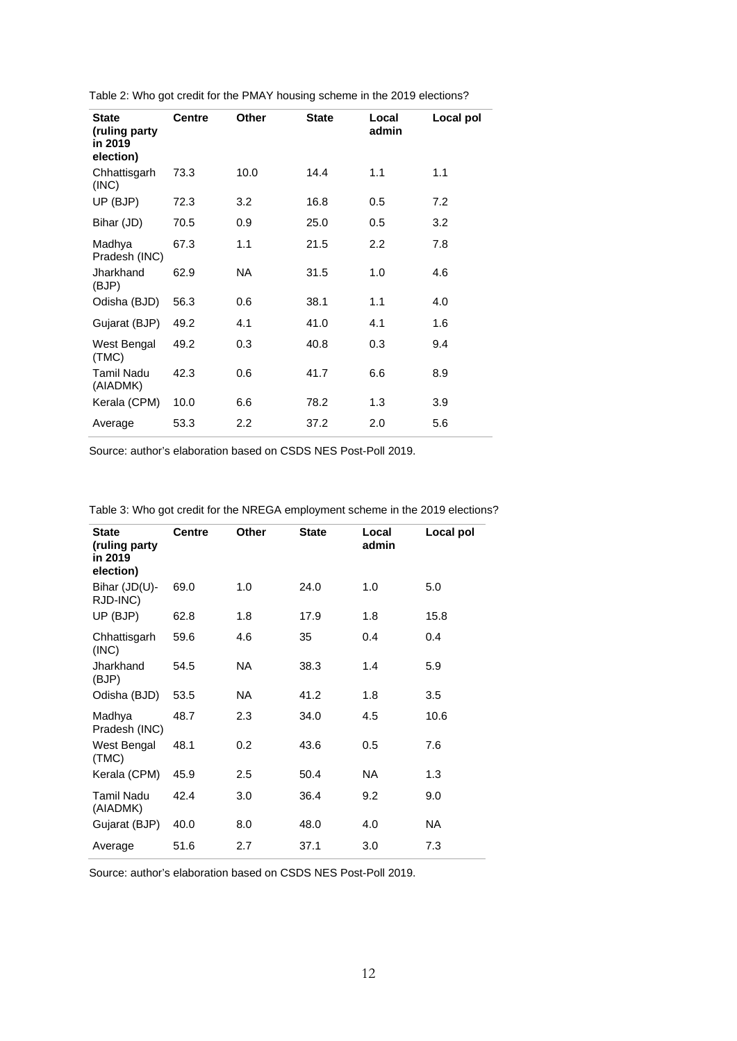Table 2: Who got credit for the PMAY housing scheme in the 2019 elections?

| State (ruling party in 2019 election) | Centre | Other | State | Local admin | Local pol |
|---|---|---|---|---|---|
| Chhattisgarh (INC) | 73.3 | 10.0 | 14.4 | 1.1 | 1.1 |
| UP (BJP) | 72.3 | 3.2 | 16.8 | 0.5 | 7.2 |
| Bihar (JD) | 70.5 | 0.9 | 25.0 | 0.5 | 3.2 |
| Madhya Pradesh (INC) | 67.3 | 1.1 | 21.5 | 2.2 | 7.8 |
| Jharkhand (BJP) | 62.9 | NA | 31.5 | 1.0 | 4.6 |
| Odisha (BJD) | 56.3 | 0.6 | 38.1 | 1.1 | 4.0 |
| Gujarat (BJP) | 49.2 | 4.1 | 41.0 | 4.1 | 1.6 |
| West Bengal (TMC) | 49.2 | 0.3 | 40.8 | 0.3 | 9.4 |
| Tamil Nadu (AIADMK) | 42.3 | 0.6 | 41.7 | 6.6 | 8.9 |
| Kerala (CPM) | 10.0 | 6.6 | 78.2 | 1.3 | 3.9 |
| Average | 53.3 | 2.2 | 37.2 | 2.0 | 5.6 |

Source: author's elaboration based on CSDS NES Post-Poll 2019.

Table 3: Who got credit for the NREGA employment scheme in the 2019 elections?

| State (ruling party in 2019 election) | Centre | Other | State | Local admin | Local pol |
|---|---|---|---|---|---|
| Bihar (JD(U)-RJD-INC) | 69.0 | 1.0 | 24.0 | 1.0 | 5.0 |
| UP (BJP) | 62.8 | 1.8 | 17.9 | 1.8 | 15.8 |
| Chhattisgarh (INC) | 59.6 | 4.6 | 35 | 0.4 | 0.4 |
| Jharkhand (BJP) | 54.5 | NA | 38.3 | 1.4 | 5.9 |
| Odisha (BJD) | 53.5 | NA | 41.2 | 1.8 | 3.5 |
| Madhya Pradesh (INC) | 48.7 | 2.3 | 34.0 | 4.5 | 10.6 |
| West Bengal (TMC) | 48.1 | 0.2 | 43.6 | 0.5 | 7.6 |
| Kerala (CPM) | 45.9 | 2.5 | 50.4 | NA | 1.3 |
| Tamil Nadu (AIADMK) | 42.4 | 3.0 | 36.4 | 9.2 | 9.0 |
| Gujarat (BJP) | 40.0 | 8.0 | 48.0 | 4.0 | NA |
| Average | 51.6 | 2.7 | 37.1 | 3.0 | 7.3 |

Source: author's elaboration based on CSDS NES Post-Poll 2019.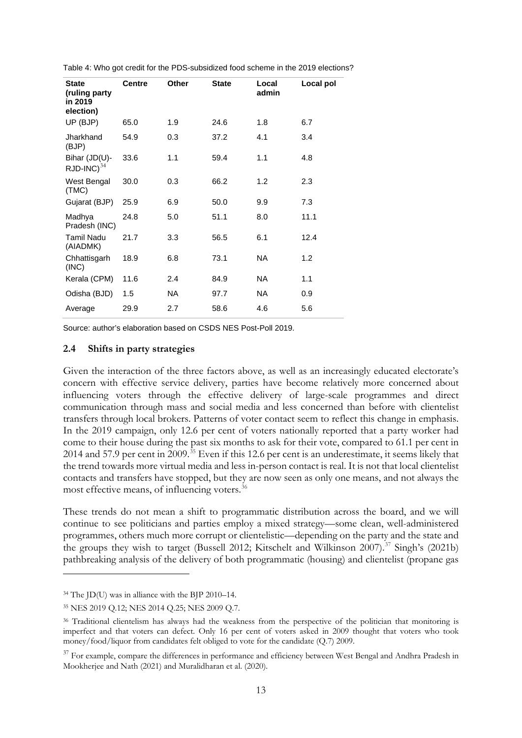Table 4: Who got credit for the PDS-subsidized food scheme in the 2019 elections?

| State (ruling party in 2019 election) | Centre | Other | State | Local admin | Local pol |
|---|---|---|---|---|---|
| UP (BJP) | 65.0 | 1.9 | 24.6 | 1.8 | 6.7 |
| Jharkhand (BJP) | 54.9 | 0.3 | 37.2 | 4.1 | 3.4 |
| Bihar (JD(U)-RJD-INC)[34] | 33.6 | 1.1 | 59.4 | 1.1 | 4.8 |
| West Bengal (TMC) | 30.0 | 0.3 | 66.2 | 1.2 | 2.3 |
| Gujarat (BJP) | 25.9 | 6.9 | 50.0 | 9.9 | 7.3 |
| Madhya Pradesh (INC) | 24.8 | 5.0 | 51.1 | 8.0 | 11.1 |
| Tamil Nadu (AIADMK) | 21.7 | 3.3 | 56.5 | 6.1 | 12.4 |
| Chhattisgarh (INC) | 18.9 | 6.8 | 73.1 | NA | 1.2 |
| Kerala (CPM) | 11.6 | 2.4 | 84.9 | NA | 1.1 |
| Odisha (BJD) | 1.5 | NA | 97.7 | NA | 0.9 |
| Average | 29.9 | 2.7 | 58.6 | 4.6 | 5.6 |

Source: author's elaboration based on CSDS NES Post-Poll 2019.

### 2.4 Shifts in party strategies

Given the interaction of the three factors above, as well as an increasingly educated electorate's concern with effective service delivery, parties have become relatively more concerned about influencing voters through the effective delivery of large-scale programmes and direct communication through mass and social media and less concerned than before with clientelist transfers through local brokers. Patterns of voter contact seem to reflect this change in emphasis. In the 2019 campaign, only 12.6 per cent of voters nationally reported that a party worker had come to their house during the past six months to ask for their vote, compared to 61.1 per cent in 2014 and 57.9 per cent in 2009.[35] Even if this 12.6 per cent is an underestimate, it seems likely that the trend towards more virtual media and less in-person contact is real. It is not that local clientelist contacts and transfers have stopped, but they are now seen as only one means, and not always the most effective means, of influencing voters.[36]

These trends do not mean a shift to programmatic distribution across the board, and we will continue to see politicians and parties employ a mixed strategy—some clean, well-administered programmes, others much more corrupt or clientelistic—depending on the party and the state and the groups they wish to target (Bussell 2012; Kitschelt and Wilkinson 2007).[37] Singh's (2021b) pathbreaking analysis of the delivery of both programmatic (housing) and clientelist (propane gas

---

[34] The JD(U) was in alliance with the BJP 2010–14.

[35] NES 2019 Q.12; NES 2014 Q.25; NES 2009 Q.7.

[36] Traditional clientelism has always had the weakness from the perspective of the politician that monitoring is imperfect and that voters can defect. Only 16 per cent of voters asked in 2009 thought that voters who took money/food/liquor from candidates felt obliged to vote for the candidate (Q.7) 2009.

[37] For example, compare the differences in performance and efficiency between West Bengal and Andhra Pradesh in Mookherjee and Nath (2021) and Muralidharan et al. (2020).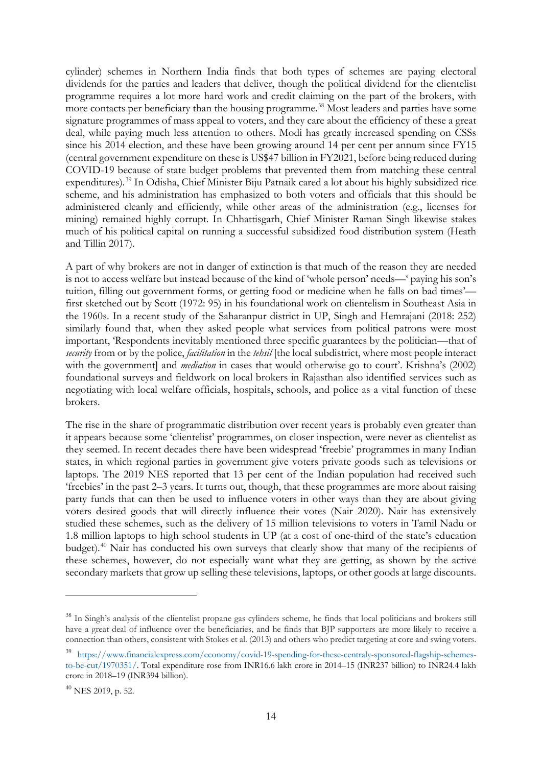cylinder) schemes in Northern India finds that both types of schemes are paying electoral dividends for the parties and leaders that deliver, though the political dividend for the clientelist programme requires a lot more hard work and credit claiming on the part of the brokers, with more contacts per beneficiary than the housing programme.[38] Most leaders and parties have some signature programmes of mass appeal to voters, and they care about the efficiency of these a great deal, while paying much less attention to others. Modi has greatly increased spending on CSSs since his 2014 election, and these have been growing around 14 per cent per annum since FY15 (central government expenditure on these is US$47 billion in FY2021, before being reduced during COVID-19 because of state budget problems that prevented them from matching these central expenditures).[39] In Odisha, Chief Minister Biju Patnaik cared a lot about his highly subsidized rice scheme, and his administration has emphasized to both voters and officials that this should be administered cleanly and efficiently, while other areas of the administration (e.g., licenses for mining) remained highly corrupt. In Chhattisgarh, Chief Minister Raman Singh likewise stakes much of his political capital on running a successful subsidized food distribution system (Heath and Tillin 2017).

A part of why brokers are not in danger of extinction is that much of the reason they are needed is not to access welfare but instead because of the kind of 'whole person' needs—' paying his son's tuition, filling out government forms, or getting food or medicine when he falls on bad times'—first sketched out by Scott (1972: 95) in his foundational work on clientelism in Southeast Asia in the 1960s. In a recent study of the Saharanpur district in UP, Singh and Hemrajani (2018: 252) similarly found that, when they asked people what services from political patrons were most important, 'Respondents inevitably mentioned three specific guarantees by the politician—that of *security* from or by the police, *facilitation* in the *tehsil* [the local subdistrict, where most people interact with the government] and *mediation* in cases that would otherwise go to court'. Krishna's (2002) foundational surveys and fieldwork on local brokers in Rajasthan also identified services such as negotiating with local welfare officials, hospitals, schools, and police as a vital function of these brokers.

The rise in the share of programmatic distribution over recent years is probably even greater than it appears because some 'clientelist' programmes, on closer inspection, were never as clientelist as they seemed. In recent decades there have been widespread 'freebie' programmes in many Indian states, in which regional parties in government give voters private goods such as televisions or laptops. The 2019 NES reported that 13 per cent of the Indian population had received such 'freebies' in the past 2–3 years. It turns out, though, that these programmes are more about raising party funds that can then be used to influence voters in other ways than they are about giving voters desired goods that will directly influence their votes (Nair 2020). Nair has extensively studied these schemes, such as the delivery of 15 million televisions to voters in Tamil Nadu or 1.8 million laptops to high school students in UP (at a cost of one-third of the state's education budget).[40] Nair has conducted his own surveys that clearly show that many of the recipients of these schemes, however, do not especially want what they are getting, as shown by the active secondary markets that grow up selling these televisions, laptops, or other goods at large discounts.

---

[38] In Singh's analysis of the clientelist propane gas cylinders scheme, he finds that local politicians and brokers still have a great deal of influence over the beneficiaries, and he finds that BJP supporters are more likely to receive a connection than others, consistent with Stokes et al. (2013) and others who predict targeting at core and swing voters.

[39] https://www.financialexpress.com/economy/covid-19-spending-for-these-centraly-sponsored-flagship-schemes-to-be-cut/1970351/. Total expenditure rose from INR16.6 lakh crore in 2014–15 (INR237 billion) to INR24.4 lakh crore in 2018–19 (INR394 billion).

[40] NES 2019, p. 52.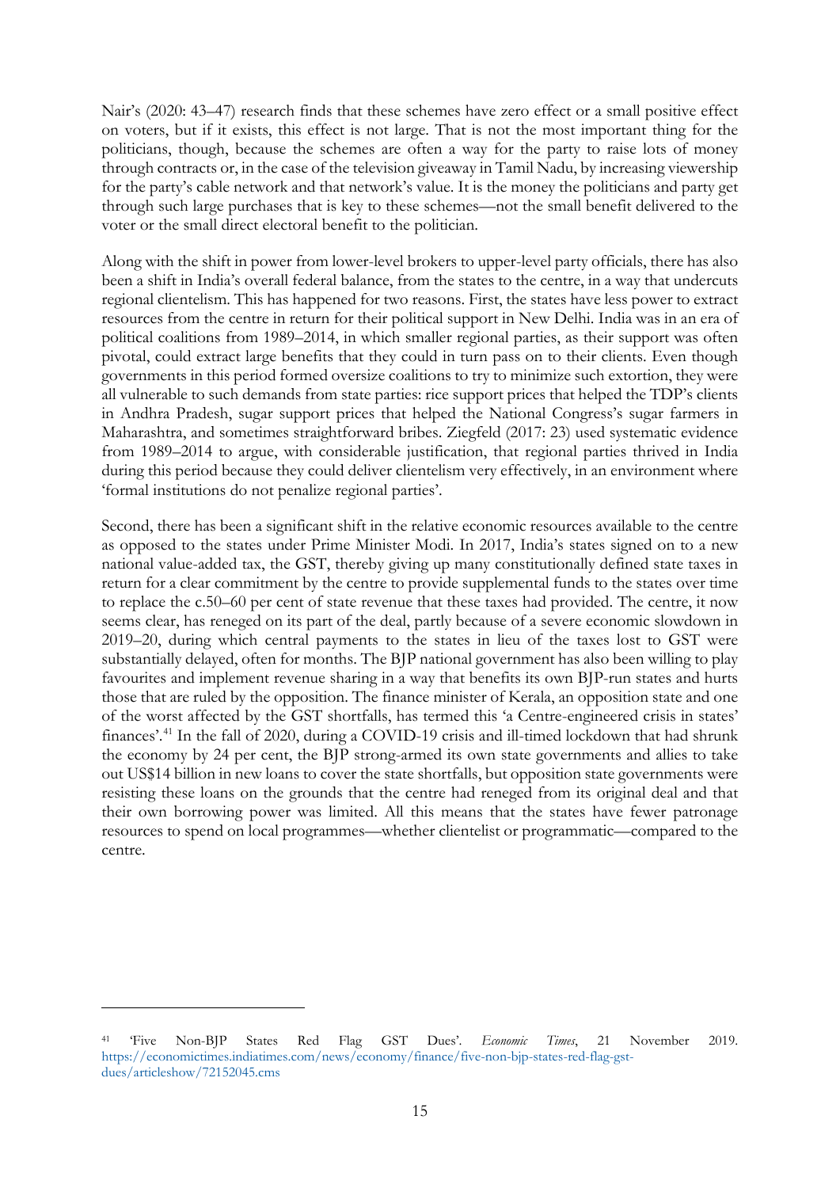Nair's (2020: 43–47) research finds that these schemes have zero effect or a small positive effect on voters, but if it exists, this effect is not large. That is not the most important thing for the politicians, though, because the schemes are often a way for the party to raise lots of money through contracts or, in the case of the television giveaway in Tamil Nadu, by increasing viewership for the party's cable network and that network's value. It is the money the politicians and party get through such large purchases that is key to these schemes—not the small benefit delivered to the voter or the small direct electoral benefit to the politician.

Along with the shift in power from lower-level brokers to upper-level party officials, there has also been a shift in India's overall federal balance, from the states to the centre, in a way that undercuts regional clientelism. This has happened for two reasons. First, the states have less power to extract resources from the centre in return for their political support in New Delhi. India was in an era of political coalitions from 1989–2014, in which smaller regional parties, as their support was often pivotal, could extract large benefits that they could in turn pass on to their clients. Even though governments in this period formed oversize coalitions to try to minimize such extortion, they were all vulnerable to such demands from state parties: rice support prices that helped the TDP's clients in Andhra Pradesh, sugar support prices that helped the National Congress's sugar farmers in Maharashtra, and sometimes straightforward bribes. Ziegfeld (2017: 23) used systematic evidence from 1989–2014 to argue, with considerable justification, that regional parties thrived in India during this period because they could deliver clientelism very effectively, in an environment where 'formal institutions do not penalize regional parties'.

Second, there has been a significant shift in the relative economic resources available to the centre as opposed to the states under Prime Minister Modi. In 2017, India's states signed on to a new national value-added tax, the GST, thereby giving up many constitutionally defined state taxes in return for a clear commitment by the centre to provide supplemental funds to the states over time to replace the c.50–60 per cent of state revenue that these taxes had provided. The centre, it now seems clear, has reneged on its part of the deal, partly because of a severe economic slowdown in 2019–20, during which central payments to the states in lieu of the taxes lost to GST were substantially delayed, often for months. The BJP national government has also been willing to play favourites and implement revenue sharing in a way that benefits its own BJP-run states and hurts those that are ruled by the opposition. The finance minister of Kerala, an opposition state and one of the worst affected by the GST shortfalls, has termed this 'a Centre-engineered crisis in states' finances'.[41] In the fall of 2020, during a COVID-19 crisis and ill-timed lockdown that had shrunk the economy by 24 per cent, the BJP strong-armed its own state governments and allies to take out US$14 billion in new loans to cover the state shortfalls, but opposition state governments were resisting these loans on the grounds that the centre had reneged from its original deal and that their own borrowing power was limited. All this means that the states have fewer patronage resources to spend on local programmes—whether clientelist or programmatic—compared to the centre.

---

[41] 'Five Non-BJP States Red Flag GST Dues'. *Economic Times*, 21 November 2019. https://economictimes.indiatimes.com/news/economy/finance/five-non-bjp-states-red-flag-gst-dues/articleshow/72152045.cms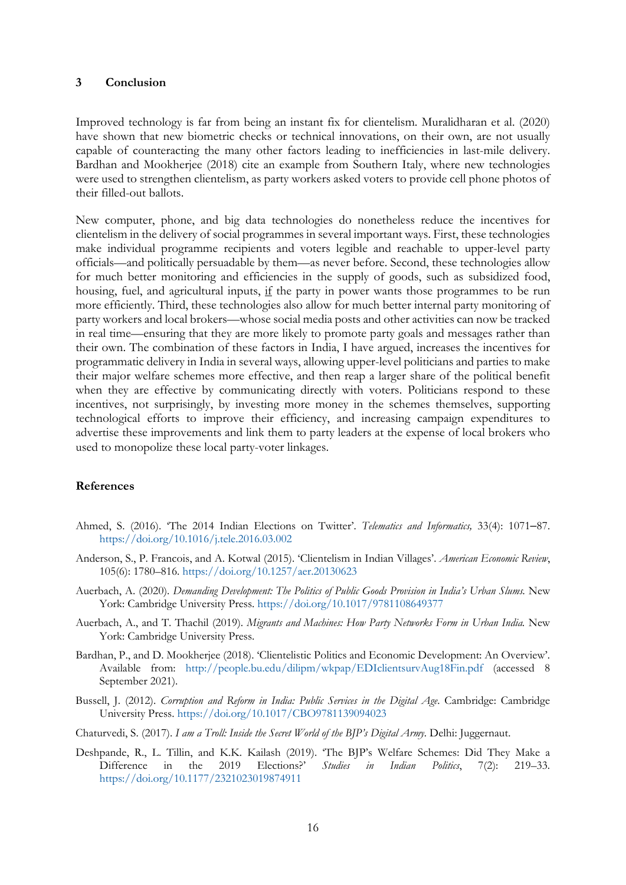## 3 Conclusion

Improved technology is far from being an instant fix for clientelism. Muralidharan et al. (2020) have shown that new biometric checks or technical innovations, on their own, are not usually capable of counteracting the many other factors leading to inefficiencies in last-mile delivery. Bardhan and Mookherjee (2018) cite an example from Southern Italy, where new technologies were used to strengthen clientelism, as party workers asked voters to provide cell phone photos of their filled-out ballots.

New computer, phone, and big data technologies do nonetheless reduce the incentives for clientelism in the delivery of social programmes in several important ways. First, these technologies make individual programme recipients and voters legible and reachable to upper-level party officials—and politically persuadable by them—as never before. Second, these technologies allow for much better monitoring and efficiencies in the supply of goods, such as subsidized food, housing, fuel, and agricultural inputs, <u>if</u> the party in power wants those programmes to be run more efficiently. Third, these technologies also allow for much better internal party monitoring of party workers and local brokers—whose social media posts and other activities can now be tracked in real time—ensuring that they are more likely to promote party goals and messages rather than their own. The combination of these factors in India, I have argued, increases the incentives for programmatic delivery in India in several ways, allowing upper-level politicians and parties to make their major welfare schemes more effective, and then reap a larger share of the political benefit when they are effective by communicating directly with voters. Politicians respond to these incentives, not surprisingly, by investing more money in the schemes themselves, supporting technological efforts to improve their efficiency, and increasing campaign expenditures to advertise these improvements and link them to party leaders at the expense of local brokers who used to monopolize these local party-voter linkages.

## References

Ahmed, S. (2016). 'The 2014 Indian Elections on Twitter'. *Telematics and Informatics,* 33(4): 1071–87. https://doi.org/10.1016/j.tele.2016.03.002

Anderson, S., P. Francois, and A. Kotwal (2015). 'Clientelism in Indian Villages'. *American Economic Review*, 105(6): 1780–816. https://doi.org/10.1257/aer.20130623

Auerbach, A. (2020). *Demanding Development: The Politics of Public Goods Provision in India's Urban Slums.* New York: Cambridge University Press. https://doi.org/10.1017/9781108649377

Auerbach, A., and T. Thachil (2019). *Migrants and Machines: How Party Networks Form in Urban India.* New York: Cambridge University Press.

Bardhan, P., and D. Mookherjee (2018). 'Clientelistic Politics and Economic Development: An Overview'. Available from: http://people.bu.edu/dilipm/wkpap/EDIclientsurvAug18Fin.pdf (accessed 8 September 2021).

Bussell, J. (2012). *Corruption and Reform in India: Public Services in the Digital Age*. Cambridge: Cambridge University Press. https://doi.org/10.1017/CBO9781139094023

Chaturvedi, S. (2017). *I am a Troll: Inside the Secret World of the BJP's Digital Army*. Delhi: Juggernaut.

Deshpande, R., L. Tillin, and K.K. Kailash (2019). 'The BJP's Welfare Schemes: Did They Make a Difference in the 2019 Elections?' *Studies in Indian Politics*, 7(2): 219–33. https://doi.org/10.1177/2321023019874911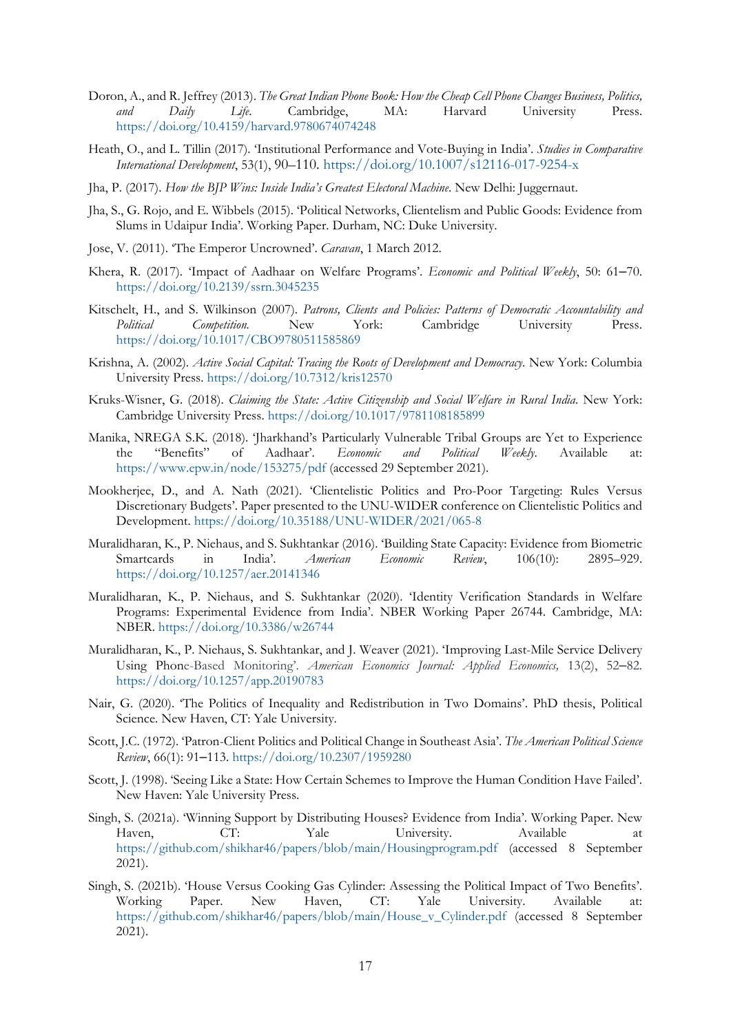Doron, A., and R. Jeffrey (2013). *The Great Indian Phone Book: How the Cheap Cell Phone Changes Business, Politics, and Daily Life*. Cambridge, MA: Harvard University Press. https://doi.org/10.4159/harvard.9780674074248

Heath, O., and L. Tillin (2017). 'Institutional Performance and Vote-Buying in India'. *Studies in Comparative International Development*, 53(1), 90–110. https://doi.org/10.1007/s12116-017-9254-x

Jha, P. (2017). *How the BJP Wins: Inside India's Greatest Electoral Machine*. New Delhi: Juggernaut.

Jha, S., G. Rojo, and E. Wibbels (2015). 'Political Networks, Clientelism and Public Goods: Evidence from Slums in Udaipur India'. Working Paper. Durham, NC: Duke University.

Jose, V. (2011). 'The Emperor Uncrowned'. *Caravan*, 1 March 2012.

Khera, R. (2017). 'Impact of Aadhaar on Welfare Programs'. *Economic and Political Weekly*, 50: 61–70. https://doi.org/10.2139/ssrn.3045235

Kitschelt, H., and S. Wilkinson (2007). *Patrons, Clients and Policies: Patterns of Democratic Accountability and Political Competition*. New York: Cambridge University Press. https://doi.org/10.1017/CBO9780511585869

Krishna, A. (2002). *Active Social Capital: Tracing the Roots of Development and Democracy*. New York: Columbia University Press. https://doi.org/10.7312/kris12570

Kruks-Wisner, G. (2018). *Claiming the State: Active Citizenship and Social Welfare in Rural India*. New York: Cambridge University Press. https://doi.org/10.1017/9781108185899

Manika, NREGA S.K. (2018). 'Jharkhand's Particularly Vulnerable Tribal Groups are Yet to Experience the "Benefits" of Aadhaar'. *Economic and Political Weekly*. Available at: https://www.epw.in/node/153275/pdf (accessed 29 September 2021).

Mookherjee, D., and A. Nath (2021). 'Clientelistic Politics and Pro-Poor Targeting: Rules Versus Discretionary Budgets'. Paper presented to the UNU-WIDER conference on Clientelistic Politics and Development. https://doi.org/10.35188/UNU-WIDER/2021/065-8

Muralidharan, K., P. Niehaus, and S. Sukhtankar (2016). 'Building State Capacity: Evidence from Biometric Smartcards in India'. *American Economic Review*, 106(10): 2895–929. https://doi.org/10.1257/aer.20141346

Muralidharan, K., P. Niehaus, and S. Sukhtankar (2020). 'Identity Verification Standards in Welfare Programs: Experimental Evidence from India'. NBER Working Paper 26744. Cambridge, MA: NBER. https://doi.org/10.3386/w26744

Muralidharan, K., P. Niehaus, S. Sukhtankar, and J. Weaver (2021). 'Improving Last-Mile Service Delivery Using Phone-Based Monitoring'. *American Economics Journal: Applied Economics,* 13(2), 52–82. https://doi.org/10.1257/app.20190783

Nair, G. (2020). 'The Politics of Inequality and Redistribution in Two Domains'. PhD thesis, Political Science. New Haven, CT: Yale University.

Scott, J.C. (1972). 'Patron-Client Politics and Political Change in Southeast Asia'. *The American Political Science Review*, 66(1): 91–113. https://doi.org/10.2307/1959280

Scott, J. (1998). 'Seeing Like a State: How Certain Schemes to Improve the Human Condition Have Failed'. New Haven: Yale University Press.

Singh, S. (2021a). 'Winning Support by Distributing Houses? Evidence from India'. Working Paper. New Haven, CT: Yale University. Available at https://github.com/shikhar46/papers/blob/main/Housingprogram.pdf (accessed 8 September 2021).

Singh, S. (2021b). 'House Versus Cooking Gas Cylinder: Assessing the Political Impact of Two Benefits'. Working Paper. New Haven, CT: Yale University. Available at: https://github.com/shikhar46/papers/blob/main/House_v_Cylinder.pdf (accessed 8 September 2021).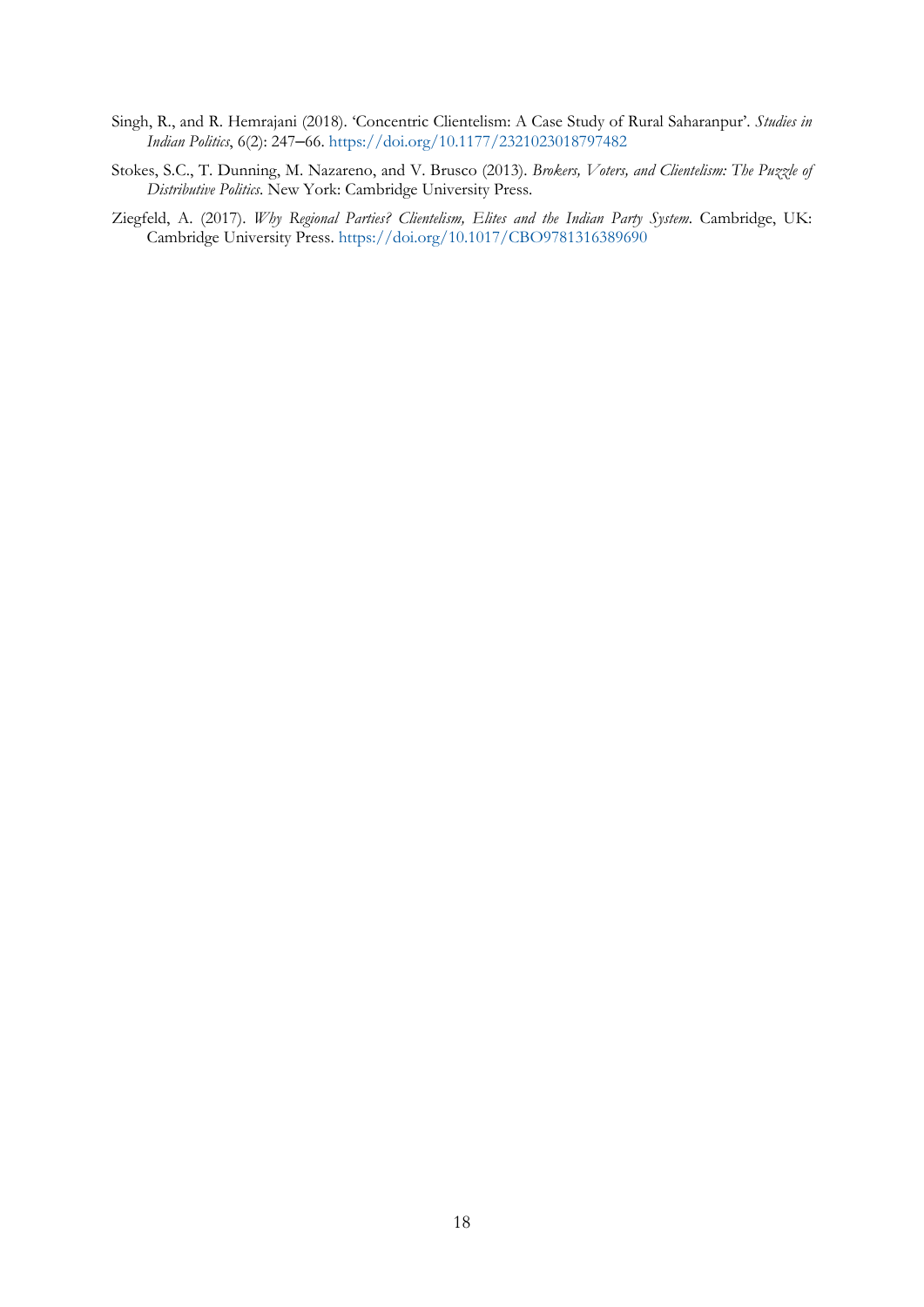Singh, R., and R. Hemrajani (2018). 'Concentric Clientelism: A Case Study of Rural Saharanpur'. *Studies in Indian Politics*, 6(2): 247–66. https://doi.org/10.1177/2321023018797482

Stokes, S.C., T. Dunning, M. Nazareno, and V. Brusco (2013). *Brokers, Voters, and Clientelism: The Puzzle of Distributive Politics*. New York: Cambridge University Press.

Ziegfeld, A. (2017). *Why Regional Parties? Clientelism, Elites and the Indian Party System*. Cambridge, UK: Cambridge University Press. https://doi.org/10.1017/CBO9781316389690